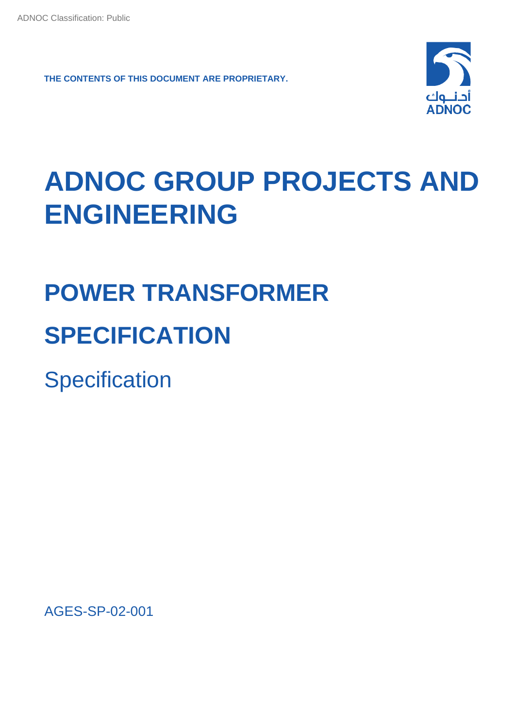ADNOC Classification: Public

**THE CONTENTS OF THIS DOCUMENT ARE PROPRIETARY.**

أدنــوك
ADNOC

# ADNOC GROUP PROJECTS AND ENGINEERING

# POWER TRANSFORMER SPECIFICATION

Specification

AGES-SP-02-001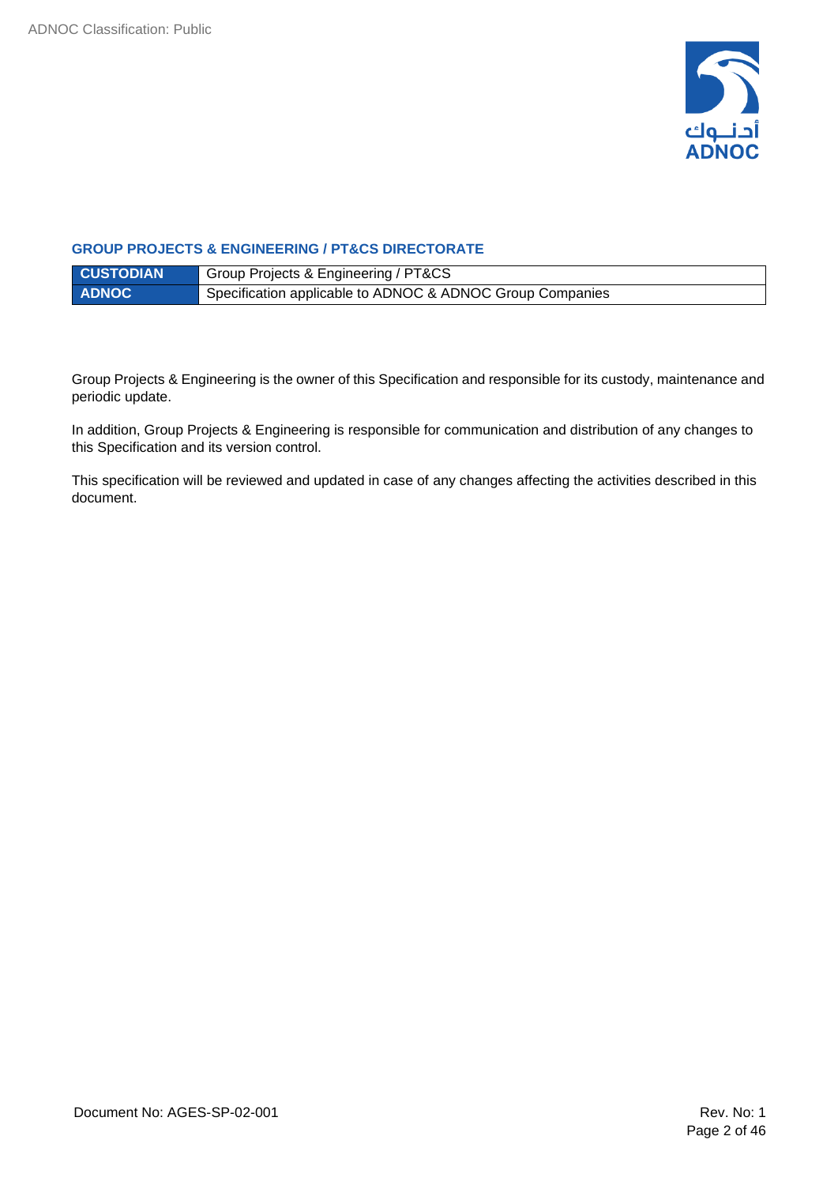## GROUP PROJECTS & ENGINEERING / PT&CS DIRECTORATE

| | |
|---|---|
| **CUSTODIAN** | Group Projects & Engineering / PT&CS |
| **ADNOC** | Specification applicable to ADNOC & ADNOC Group Companies |

Group Projects & Engineering is the owner of this Specification and responsible for its custody, maintenance and periodic update.

In addition, Group Projects & Engineering is responsible for communication and distribution of any changes to this Specification and its version control.

This specification will be reviewed and updated in case of any changes affecting the activities described in this document.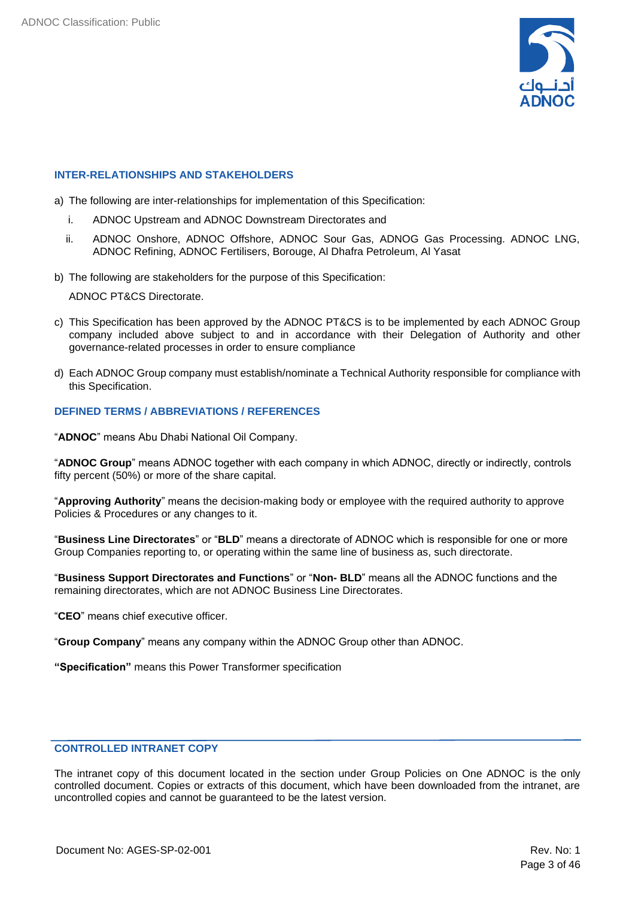## INTER-RELATIONSHIPS AND STAKEHOLDERS

a) The following are inter-relationships for implementation of this Specification:

   i. ADNOC Upstream and ADNOC Downstream Directorates and

   ii. ADNOC Onshore, ADNOC Offshore, ADNOC Sour Gas, ADNOG Gas Processing. ADNOC LNG, ADNOC Refining, ADNOC Fertilisers, Borouge, Al Dhafra Petroleum, Al Yasat

b) The following are stakeholders for the purpose of this Specification:

   ADNOC PT&CS Directorate.

c) This Specification has been approved by the ADNOC PT&CS is to be implemented by each ADNOC Group company included above subject to and in accordance with their Delegation of Authority and other governance-related processes in order to ensure compliance

d) Each ADNOC Group company must establish/nominate a Technical Authority responsible for compliance with this Specification.

## DEFINED TERMS / ABBREVIATIONS / REFERENCES

"**ADNOC**" means Abu Dhabi National Oil Company.

"**ADNOC Group**" means ADNOC together with each company in which ADNOC, directly or indirectly, controls fifty percent (50%) or more of the share capital.

"**Approving Authority**" means the decision-making body or employee with the required authority to approve Policies & Procedures or any changes to it.

"**Business Line Directorates**" or "**BLD**" means a directorate of ADNOC which is responsible for one or more Group Companies reporting to, or operating within the same line of business as, such directorate.

"**Business Support Directorates and Functions**" or "**Non- BLD**" means all the ADNOC functions and the remaining directorates, which are not ADNOC Business Line Directorates.

"**CEO**" means chief executive officer.

"**Group Company**" means any company within the ADNOC Group other than ADNOC.

**"Specification"** means this Power Transformer specification

## CONTROLLED INTRANET COPY

The intranet copy of this document located in the section under Group Policies on One ADNOC is the only controlled document. Copies or extracts of this document, which have been downloaded from the intranet, are uncontrolled copies and cannot be guaranteed to be the latest version.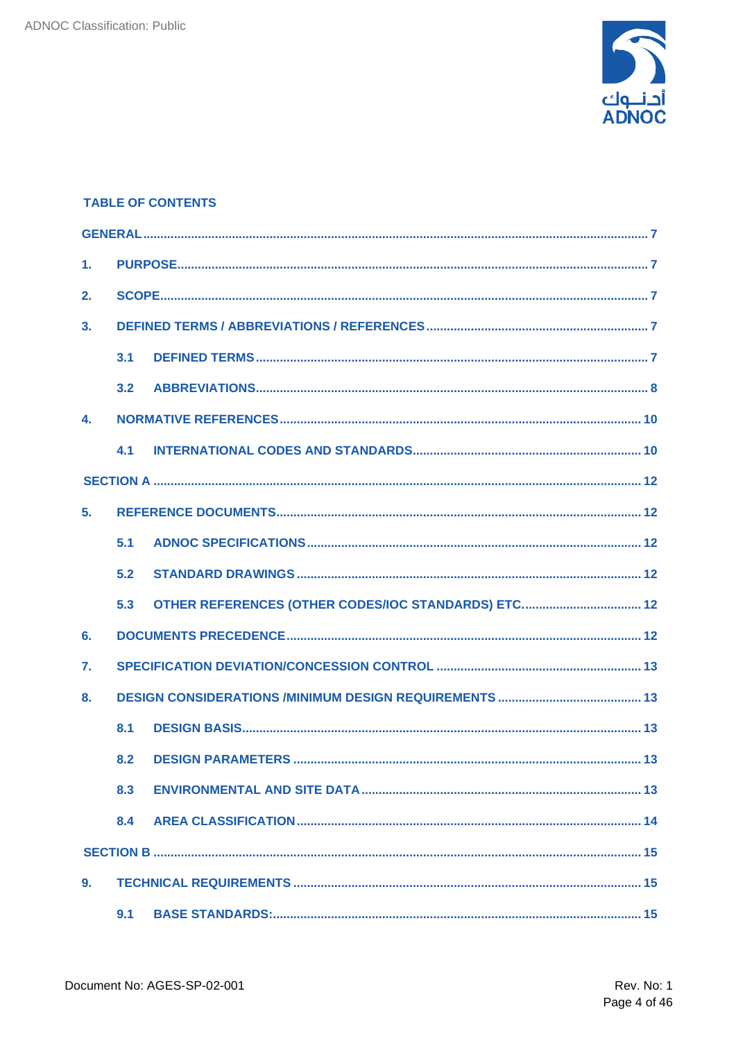## TABLE OF CONTENTS

GENERAL ........................................................................................................ 7

1. PURPOSE ........................................................................................................ 7

2. SCOPE ........................................................................................................ 7

3. DEFINED TERMS / ABBREVIATIONS / REFERENCES ........................................................................................................ 7

   3.1 DEFINED TERMS ........................................................................................................ 7

   3.2 ABBREVIATIONS ........................................................................................................ 8

4. NORMATIVE REFERENCES ........................................................................................................ 10

   4.1 INTERNATIONAL CODES AND STANDARDS ........................................................................................................ 10

SECTION A ........................................................................................................ 12

5. REFERENCE DOCUMENTS ........................................................................................................ 12

   5.1 ADNOC SPECIFICATIONS ........................................................................................................ 12

   5.2 STANDARD DRAWINGS ........................................................................................................ 12

   5.3 OTHER REFERENCES (OTHER CODES/IOC STANDARDS) ETC. ........................................................................................................ 12

6. DOCUMENTS PRECEDENCE ........................................................................................................ 12

7. SPECIFICATION DEVIATION/CONCESSION CONTROL ........................................................................................................ 13

8. DESIGN CONSIDERATIONS /MINIMUM DESIGN REQUIREMENTS ........................................................................................................ 13

   8.1 DESIGN BASIS ........................................................................................................ 13

   8.2 DESIGN PARAMETERS ........................................................................................................ 13

   8.3 ENVIRONMENTAL AND SITE DATA ........................................................................................................ 13

   8.4 AREA CLASSIFICATION ........................................................................................................ 14

SECTION B ........................................................................................................ 15

9. TECHNICAL REQUIREMENTS ........................................................................................................ 15

   9.1 BASE STANDARDS: ........................................................................................................ 15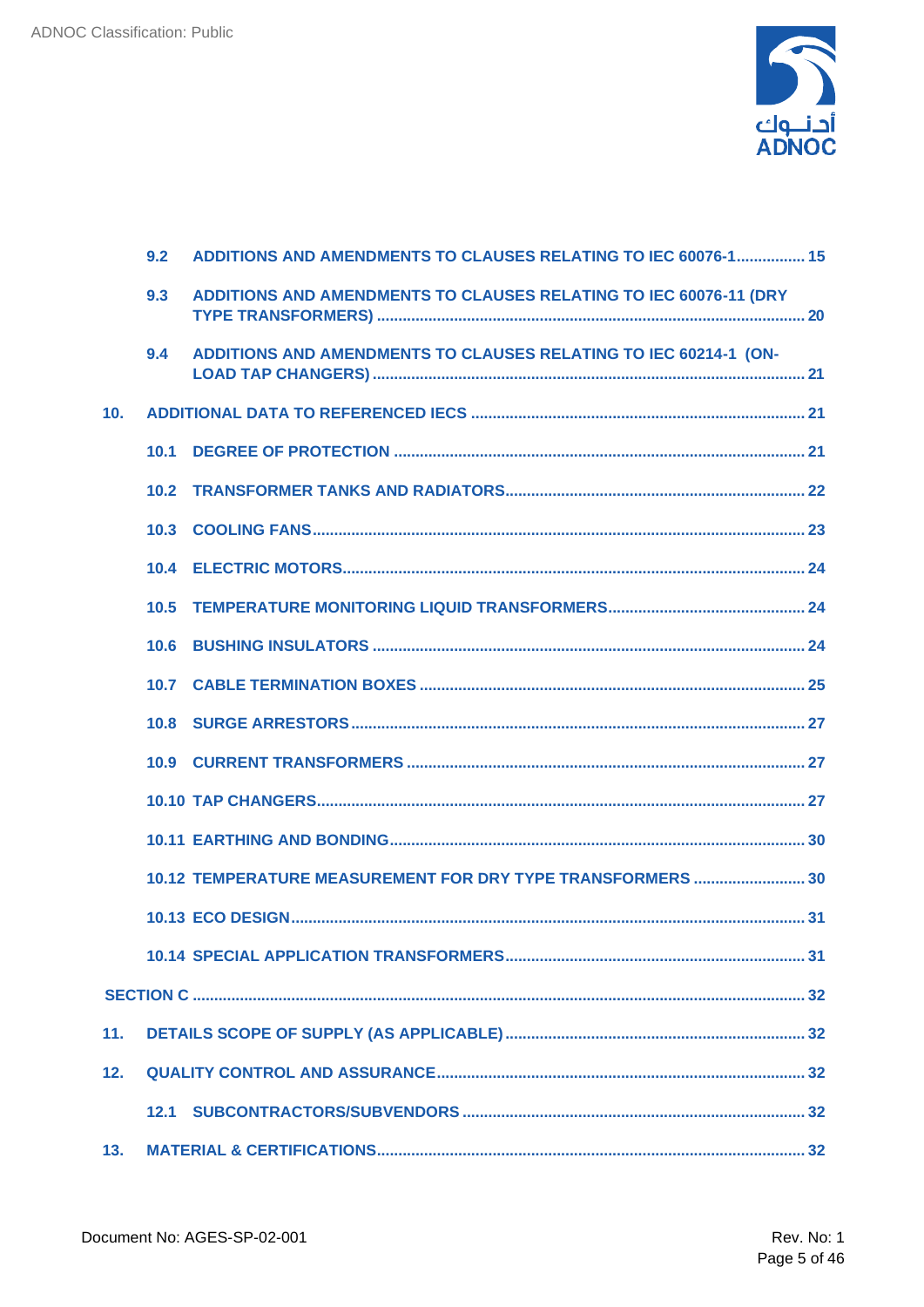9.2 ADDITIONS AND AMENDMENTS TO CLAUSES RELATING TO IEC 60076-1 ................ 15

9.3 ADDITIONS AND AMENDMENTS TO CLAUSES RELATING TO IEC 60076-11 (DRY TYPE TRANSFORMERS) ................................................................................................. 20

9.4 ADDITIONS AND AMENDMENTS TO CLAUSES RELATING TO IEC 60214-1 (ON-LOAD TAP CHANGERS) .................................................................................................. 21

10. ADDITIONAL DATA TO REFERENCED IECS ............................................................... 21

10.1 DEGREE OF PROTECTION ............................................................................................. 21

10.2 TRANSFORMER TANKS AND RADIATORS.................................................................... 22

10.3 COOLING FANS................................................................................................................ 23

10.4 ELECTRIC MOTORS.......................................................................................................... 24

10.5 TEMPERATURE MONITORING LIQUID TRANSFORMERS............................................. 24

10.6 BUSHING INSULATORS .................................................................................................. 24

10.7 CABLE TERMINATION BOXES ........................................................................................ 25

10.8 SURGE ARRESTORS........................................................................................................ 27

10.9 CURRENT TRANSFORMERS ........................................................................................... 27

10.10 TAP CHANGERS................................................................................................................ 27

10.11 EARTHING AND BONDING............................................................................................... 30

10.12 TEMPERATURE MEASUREMENT FOR DRY TYPE TRANSFORMERS ......................... 30

10.13 ECO DESIGN...................................................................................................................... 31

10.14 SPECIAL APPLICATION TRANSFORMERS..................................................................... 31

SECTION C ........................................................................................................................... 32

11. DETAILS SCOPE OF SUPPLY (AS APPLICABLE)..................................................... 32

12. QUALITY CONTROL AND ASSURANCE..................................................................... 32

12.1 SUBCONTRACTORS/SUBVENDORS .............................................................................. 32

13. MATERIAL & CERTIFICATIONS.................................................................................. 32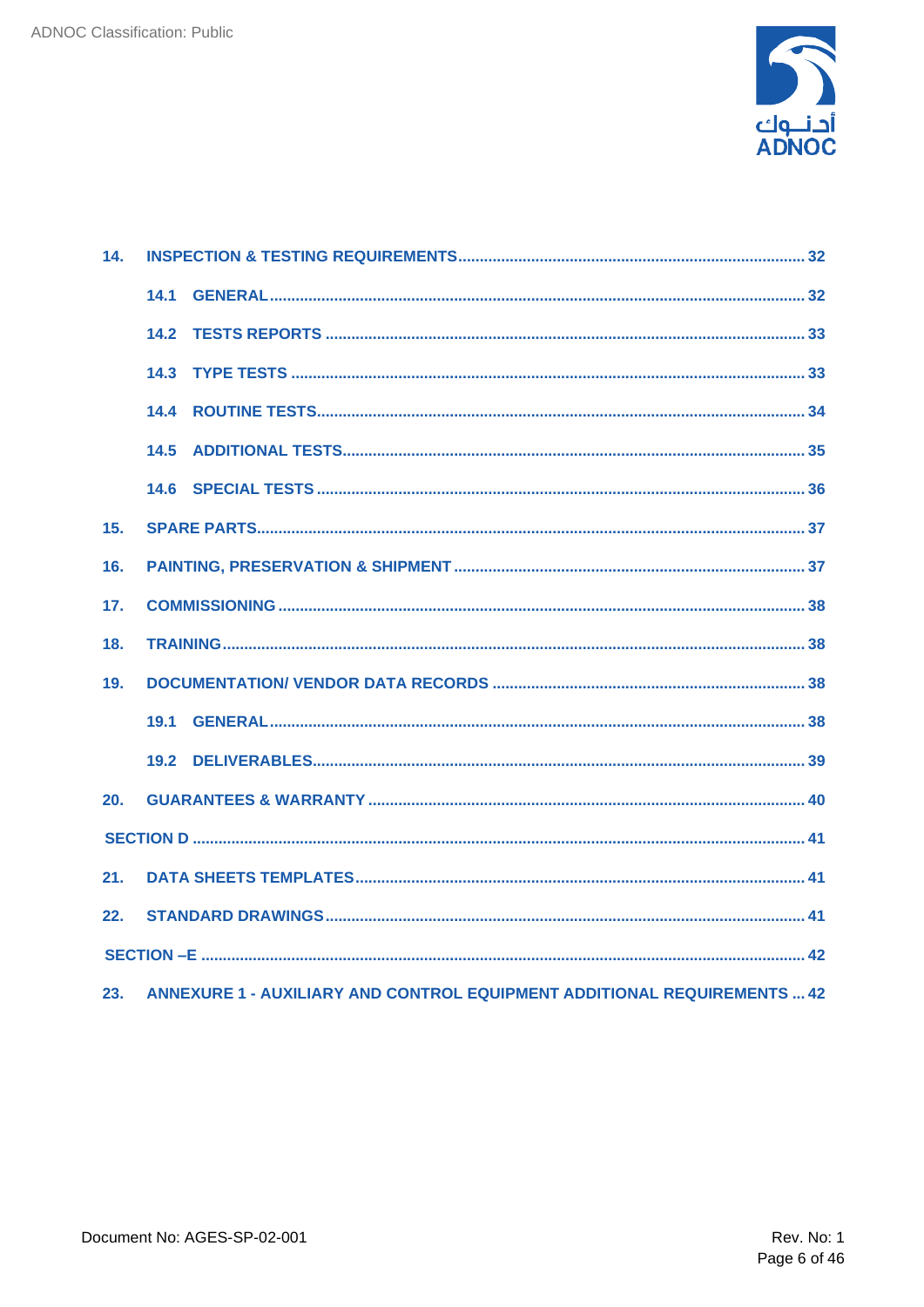| | | |
|---|---|---|
| 14. | INSPECTION & TESTING REQUIREMENTS | 32 |
| | 14.1 GENERAL | 32 |
| | 14.2 TESTS REPORTS | 33 |
| | 14.3 TYPE TESTS | 33 |
| | 14.4 ROUTINE TESTS | 34 |
| | 14.5 ADDITIONAL TESTS | 35 |
| | 14.6 SPECIAL TESTS | 36 |
| 15. | SPARE PARTS | 37 |
| 16. | PAINTING, PRESERVATION & SHIPMENT | 37 |
| 17. | COMMISSIONING | 38 |
| 18. | TRAINING | 38 |
| 19. | DOCUMENTATION/ VENDOR DATA RECORDS | 38 |
| | 19.1 GENERAL | 38 |
| | 19.2 DELIVERABLES | 39 |
| 20. | GUARANTEES & WARRANTY | 40 |
| SECTION D | | 41 |
| 21. | DATA SHEETS TEMPLATES | 41 |
| 22. | STANDARD DRAWINGS | 41 |
| SECTION –E | | 42 |
| 23. | ANNEXURE 1 - AUXILIARY AND CONTROL EQUIPMENT ADDITIONAL REQUIREMENTS | 42 |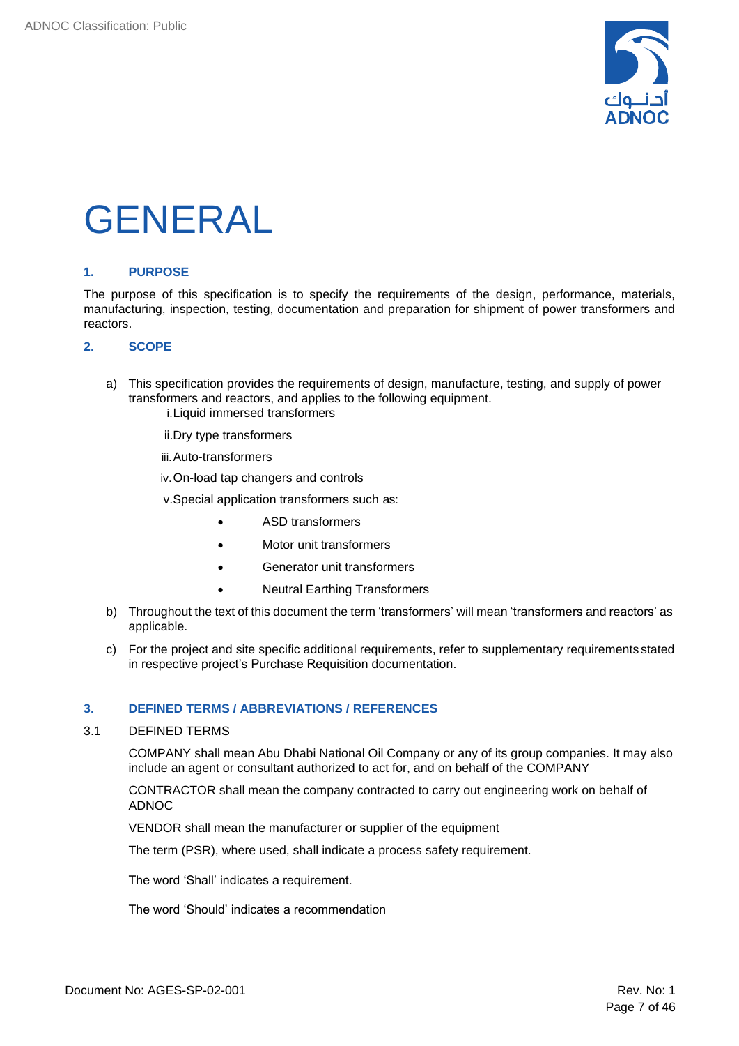# GENERAL

## 1. PURPOSE

The purpose of this specification is to specify the requirements of the design, performance, materials, manufacturing, inspection, testing, documentation and preparation for shipment of power transformers and reactors.

## 2. SCOPE

a) This specification provides the requirements of design, manufacture, testing, and supply of power transformers and reactors, and applies to the following equipment.

   i. Liquid immersed transformers

   ii. Dry type transformers

   iii. Auto-transformers

   iv. On-load tap changers and controls

   v. Special application transformers such as:

   - ASD transformers
   - Motor unit transformers
   - Generator unit transformers
   - Neutral Earthing Transformers

b) Throughout the text of this document the term 'transformers' will mean 'transformers and reactors' as applicable.

c) For the project and site specific additional requirements, refer to supplementary requirements stated in respective project's Purchase Requisition documentation.

## 3. DEFINED TERMS / ABBREVIATIONS / REFERENCES

### 3.1 DEFINED TERMS

COMPANY shall mean Abu Dhabi National Oil Company or any of its group companies. It may also include an agent or consultant authorized to act for, and on behalf of the COMPANY

CONTRACTOR shall mean the company contracted to carry out engineering work on behalf of ADNOC

VENDOR shall mean the manufacturer or supplier of the equipment

The term (PSR), where used, shall indicate a process safety requirement.

The word 'Shall' indicates a requirement.

The word 'Should' indicates a recommendation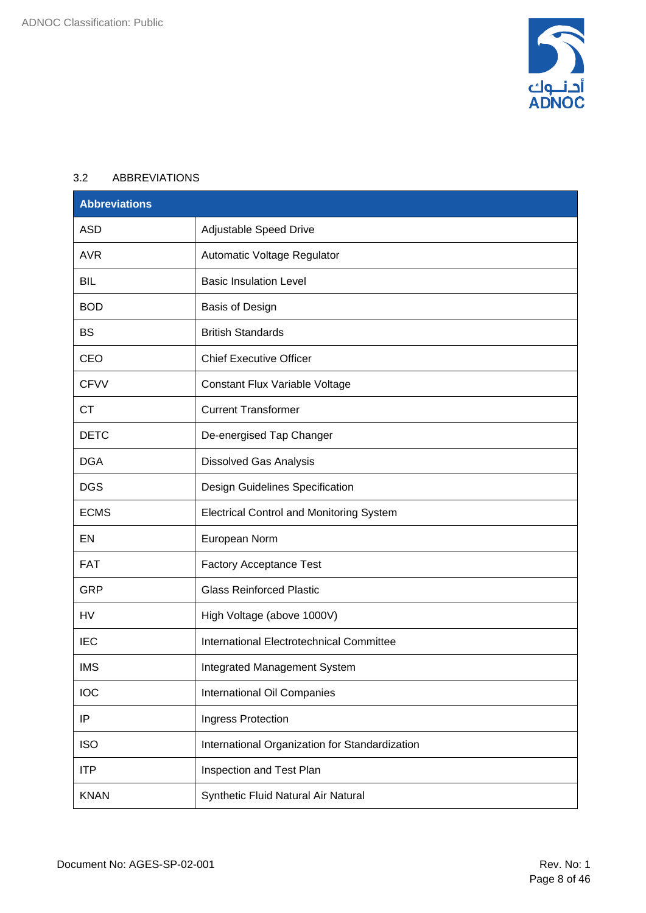### 3.2 ABBREVIATIONS

| Abbreviations | |
|---|---|
| ASD | Adjustable Speed Drive |
| AVR | Automatic Voltage Regulator |
| BIL | Basic Insulation Level |
| BOD | Basis of Design |
| BS | British Standards |
| CEO | Chief Executive Officer |
| CFVV | Constant Flux Variable Voltage |
| CT | Current Transformer |
| DETC | De-energised Tap Changer |
| DGA | Dissolved Gas Analysis |
| DGS | Design Guidelines Specification |
| ECMS | Electrical Control and Monitoring System |
| EN | European Norm |
| FAT | Factory Acceptance Test |
| GRP | Glass Reinforced Plastic |
| HV | High Voltage (above 1000V) |
| IEC | International Electrotechnical Committee |
| IMS | Integrated Management System |
| IOC | International Oil Companies |
| IP | Ingress Protection |
| ISO | International Organization for Standardization |
| ITP | Inspection and Test Plan |
| KNAN | Synthetic Fluid Natural Air Natural |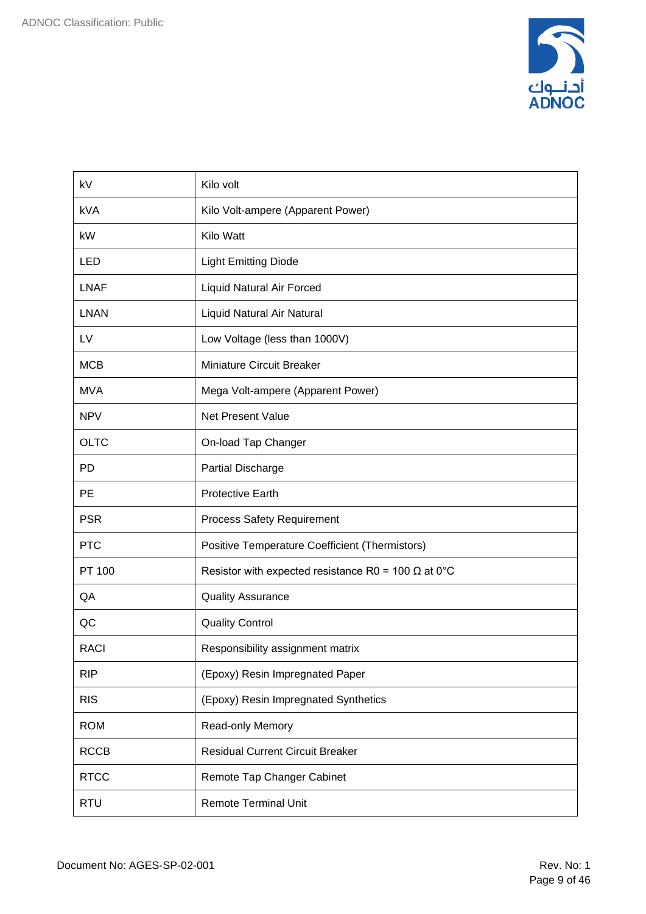| | |
|---|---|
| kV | Kilo volt |
| kVA | Kilo Volt-ampere (Apparent Power) |
| kW | Kilo Watt |
| LED | Light Emitting Diode |
| LNAF | Liquid Natural Air Forced |
| LNAN | Liquid Natural Air Natural |
| LV | Low Voltage (less than 1000V) |
| MCB | Miniature Circuit Breaker |
| MVA | Mega Volt-ampere (Apparent Power) |
| NPV | Net Present Value |
| OLTC | On-load Tap Changer |
| PD | Partial Discharge |
| PE | Protective Earth |
| PSR | Process Safety Requirement |
| PTC | Positive Temperature Coefficient (Thermistors) |
| PT 100 | Resistor with expected resistance $R0 = 100\ \Omega$ at 0°C |
| QA | Quality Assurance |
| QC | Quality Control |
| RACI | Responsibility assignment matrix |
| RIP | (Epoxy) Resin Impregnated Paper |
| RIS | (Epoxy) Resin Impregnated Synthetics |
| ROM | Read-only Memory |
| RCCB | Residual Current Circuit Breaker |
| RTCC | Remote Tap Changer Cabinet |
| RTU | Remote Terminal Unit |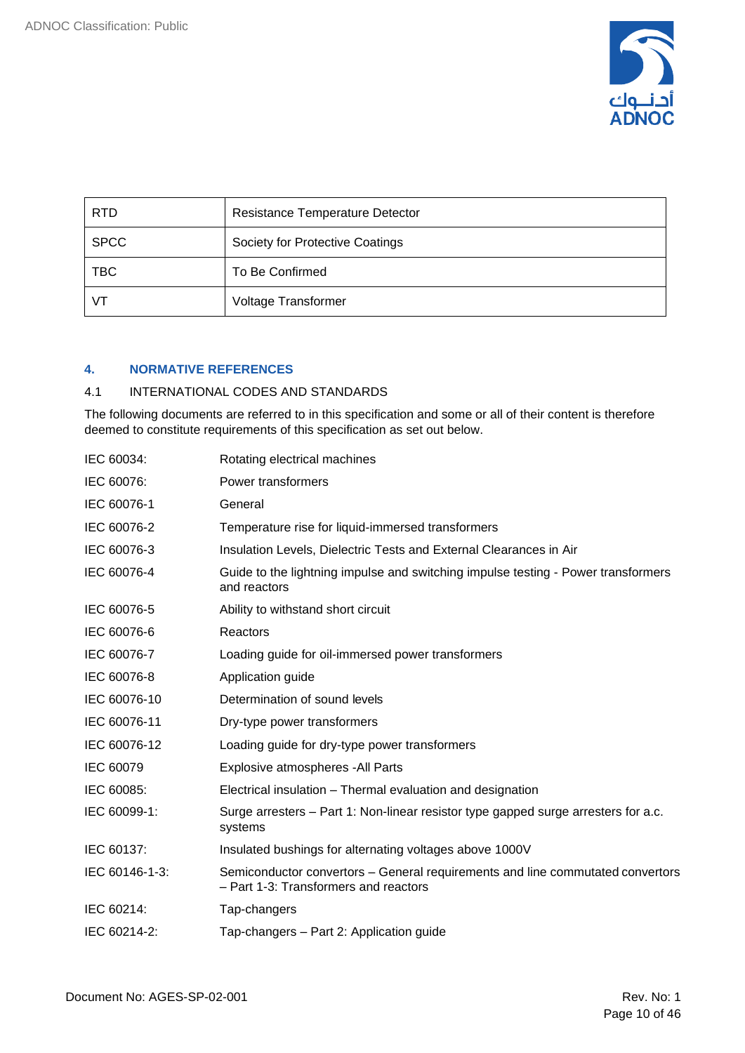| RTD | Resistance Temperature Detector |
|---|---|
| SPCC | Society for Protective Coatings |
| TBC | To Be Confirmed |
| VT | Voltage Transformer |

## 4. NORMATIVE REFERENCES

### 4.1 INTERNATIONAL CODES AND STANDARDS

The following documents are referred to in this specification and some or all of their content is therefore deemed to constitute requirements of this specification as set out below.

| | |
|---|---|
| IEC 60034: | Rotating electrical machines |
| IEC 60076: | Power transformers |
| IEC 60076-1 | General |
| IEC 60076-2 | Temperature rise for liquid-immersed transformers |
| IEC 60076-3 | Insulation Levels, Dielectric Tests and External Clearances in Air |
| IEC 60076-4 | Guide to the lightning impulse and switching impulse testing - Power transformers and reactors |
| IEC 60076-5 | Ability to withstand short circuit |
| IEC 60076-6 | Reactors |
| IEC 60076-7 | Loading guide for oil-immersed power transformers |
| IEC 60076-8 | Application guide |
| IEC 60076-10 | Determination of sound levels |
| IEC 60076-11 | Dry-type power transformers |
| IEC 60076-12 | Loading guide for dry-type power transformers |
| IEC 60079 | Explosive atmospheres -All Parts |
| IEC 60085: | Electrical insulation – Thermal evaluation and designation |
| IEC 60099-1: | Surge arresters – Part 1: Non-linear resistor type gapped surge arresters for a.c. systems |
| IEC 60137: | Insulated bushings for alternating voltages above 1000V |
| IEC 60146-1-3: | Semiconductor convertors – General requirements and line commutated convertors – Part 1-3: Transformers and reactors |
| IEC 60214: | Tap-changers |
| IEC 60214-2: | Tap-changers – Part 2: Application guide |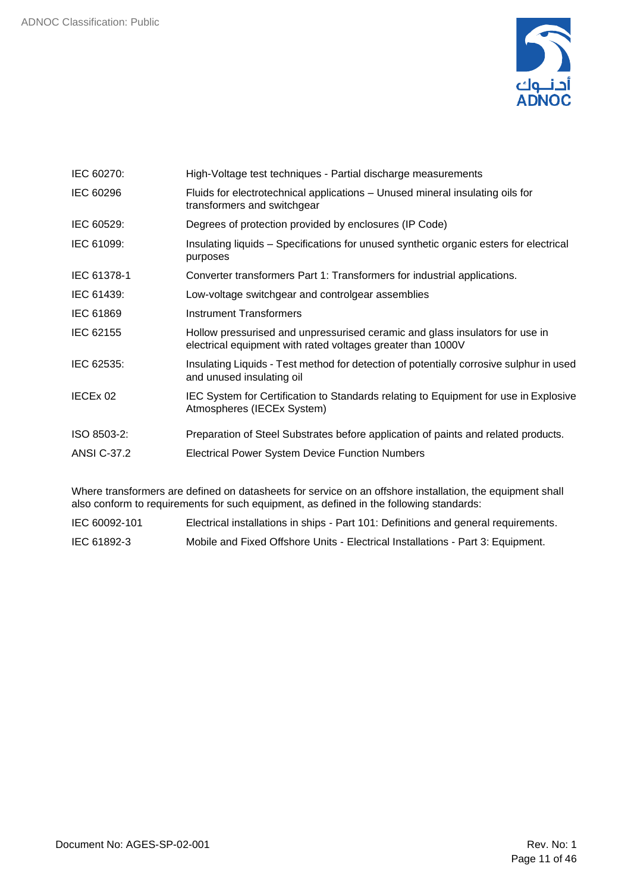| | |
|---|---|
| IEC 60270: | High-Voltage test techniques - Partial discharge measurements |
| IEC 60296 | Fluids for electrotechnical applications – Unused mineral insulating oils for transformers and switchgear |
| IEC 60529: | Degrees of protection provided by enclosures (IP Code) |
| IEC 61099: | Insulating liquids – Specifications for unused synthetic organic esters for electrical purposes |
| IEC 61378-1 | Converter transformers Part 1: Transformers for industrial applications. |
| IEC 61439: | Low-voltage switchgear and controlgear assemblies |
| IEC 61869 | Instrument Transformers |
| IEC 62155 | Hollow pressurised and unpressurised ceramic and glass insulators for use in electrical equipment with rated voltages greater than 1000V |
| IEC 62535: | Insulating Liquids - Test method for detection of potentially corrosive sulphur in used and unused insulating oil |
| IECEx 02 | IEC System for Certification to Standards relating to Equipment for use in Explosive Atmospheres (IECEx System) |
| ISO 8503-2: | Preparation of Steel Substrates before application of paints and related products. |
| ANSI C-37.2 | Electrical Power System Device Function Numbers |

Where transformers are defined on datasheets for service on an offshore installation, the equipment shall also conform to requirements for such equipment, as defined in the following standards:

| | |
|---|---|
| IEC 60092-101 | Electrical installations in ships - Part 101: Definitions and general requirements. |
| IEC 61892-3 | Mobile and Fixed Offshore Units - Electrical Installations - Part 3: Equipment. |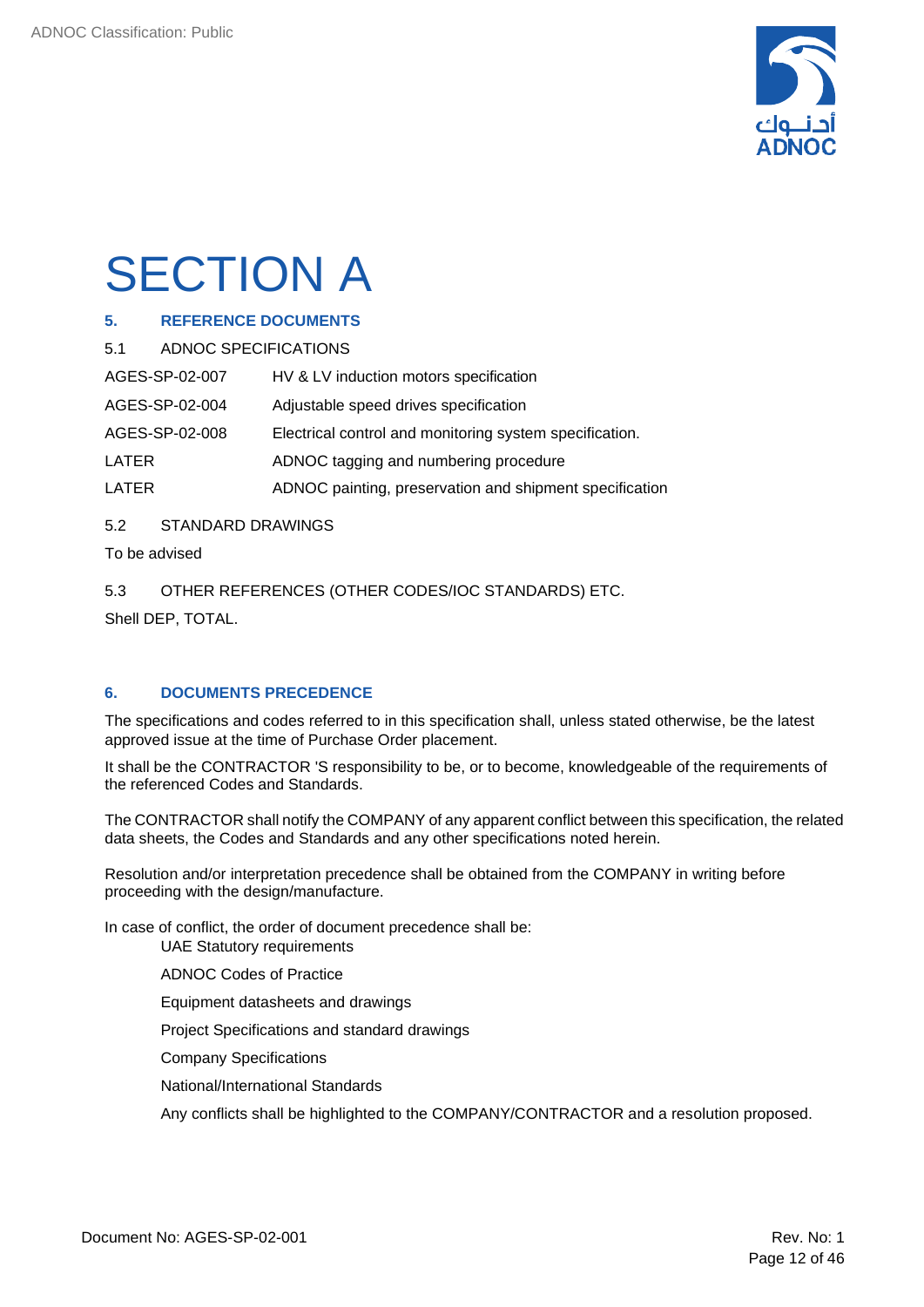# SECTION A

## 5. REFERENCE DOCUMENTS

### 5.1 ADNOC SPECIFICATIONS

| | |
|---|---|
| AGES-SP-02-007 | HV & LV induction motors specification |
| AGES-SP-02-004 | Adjustable speed drives specification |
| AGES-SP-02-008 | Electrical control and monitoring system specification. |
| LATER | ADNOC tagging and numbering procedure |
| LATER | ADNOC painting, preservation and shipment specification |

### 5.2 STANDARD DRAWINGS

To be advised

### 5.3 OTHER REFERENCES (OTHER CODES/IOC STANDARDS) ETC.

Shell DEP, TOTAL.

## 6. DOCUMENTS PRECEDENCE

The specifications and codes referred to in this specification shall, unless stated otherwise, be the latest approved issue at the time of Purchase Order placement.

It shall be the CONTRACTOR 'S responsibility to be, or to become, knowledgeable of the requirements of the referenced Codes and Standards.

The CONTRACTOR shall notify the COMPANY of any apparent conflict between this specification, the related data sheets, the Codes and Standards and any other specifications noted herein.

Resolution and/or interpretation precedence shall be obtained from the COMPANY in writing before proceeding with the design/manufacture.

In case of conflict, the order of document precedence shall be:

UAE Statutory requirements

ADNOC Codes of Practice

Equipment datasheets and drawings

Project Specifications and standard drawings

Company Specifications

National/International Standards

Any conflicts shall be highlighted to the COMPANY/CONTRACTOR and a resolution proposed.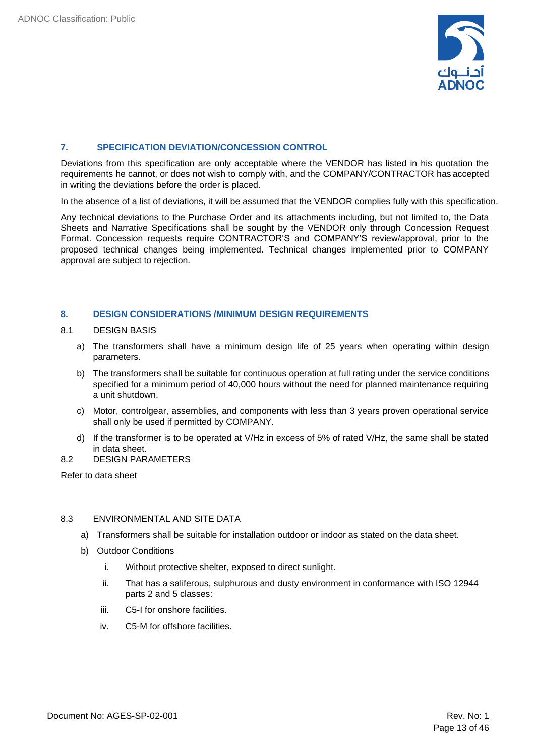## 7. SPECIFICATION DEVIATION/CONCESSION CONTROL

Deviations from this specification are only acceptable where the VENDOR has listed in his quotation the requirements he cannot, or does not wish to comply with, and the COMPANY/CONTRACTOR has accepted in writing the deviations before the order is placed.

In the absence of a list of deviations, it will be assumed that the VENDOR complies fully with this specification.

Any technical deviations to the Purchase Order and its attachments including, but not limited to, the Data Sheets and Narrative Specifications shall be sought by the VENDOR only through Concession Request Format. Concession requests require CONTRACTOR'S and COMPANY'S review/approval, prior to the proposed technical changes being implemented. Technical changes implemented prior to COMPANY approval are subject to rejection.

## 8. DESIGN CONSIDERATIONS /MINIMUM DESIGN REQUIREMENTS

### 8.1 DESIGN BASIS

a) The transformers shall have a minimum design life of 25 years when operating within design parameters.

b) The transformers shall be suitable for continuous operation at full rating under the service conditions specified for a minimum period of 40,000 hours without the need for planned maintenance requiring a unit shutdown.

c) Motor, controlgear, assemblies, and components with less than 3 years proven operational service shall only be used if permitted by COMPANY.

d) If the transformer is to be operated at V/Hz in excess of 5% of rated V/Hz, the same shall be stated in data sheet.

### 8.2 DESIGN PARAMETERS

Refer to data sheet

### 8.3 ENVIRONMENTAL AND SITE DATA

a) Transformers shall be suitable for installation outdoor or indoor as stated on the data sheet.

b) Outdoor Conditions

   i. Without protective shelter, exposed to direct sunlight.

   ii. That has a saliferous, sulphurous and dusty environment in conformance with ISO 12944 parts 2 and 5 classes:

   iii. C5-I for onshore facilities.

   iv. C5-M for offshore facilities.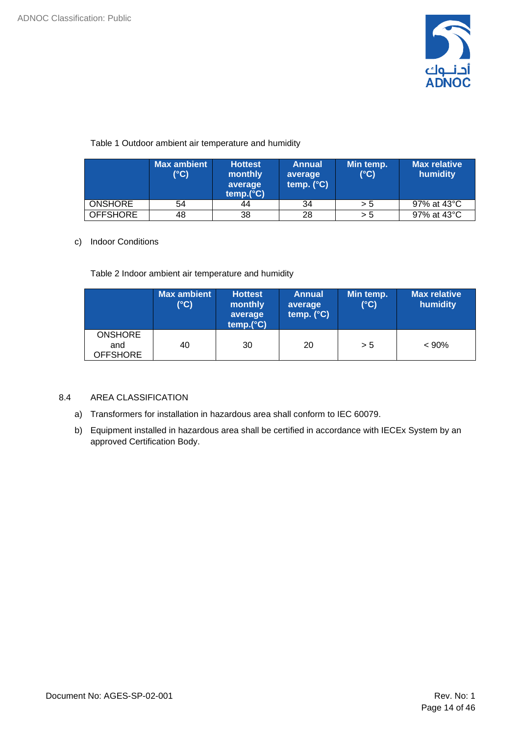Table 1 Outdoor ambient air temperature and humidity

| | Max ambient (°C) | Hottest monthly average temp.(°C) | Annual average temp. (°C) | Min temp. (°C) | Max relative humidity |
|---|---|---|---|---|---|
| ONSHORE | 54 | 44 | 34 | > 5 | 97% at 43°C |
| OFFSHORE | 48 | 38 | 28 | > 5 | 97% at 43°C |

c) Indoor Conditions

Table 2 Indoor ambient air temperature and humidity

| | Max ambient (°C) | Hottest monthly average temp.(°C) | Annual average temp. (°C) | Min temp. (°C) | Max relative humidity |
|---|---|---|---|---|---|
| ONSHORE and OFFSHORE | 40 | 30 | 20 | > 5 | < 90% |

## 8.4 AREA CLASSIFICATION

a) Transformers for installation in hazardous area shall conform to IEC 60079.

b) Equipment installed in hazardous area shall be certified in accordance with IECEx System by an approved Certification Body.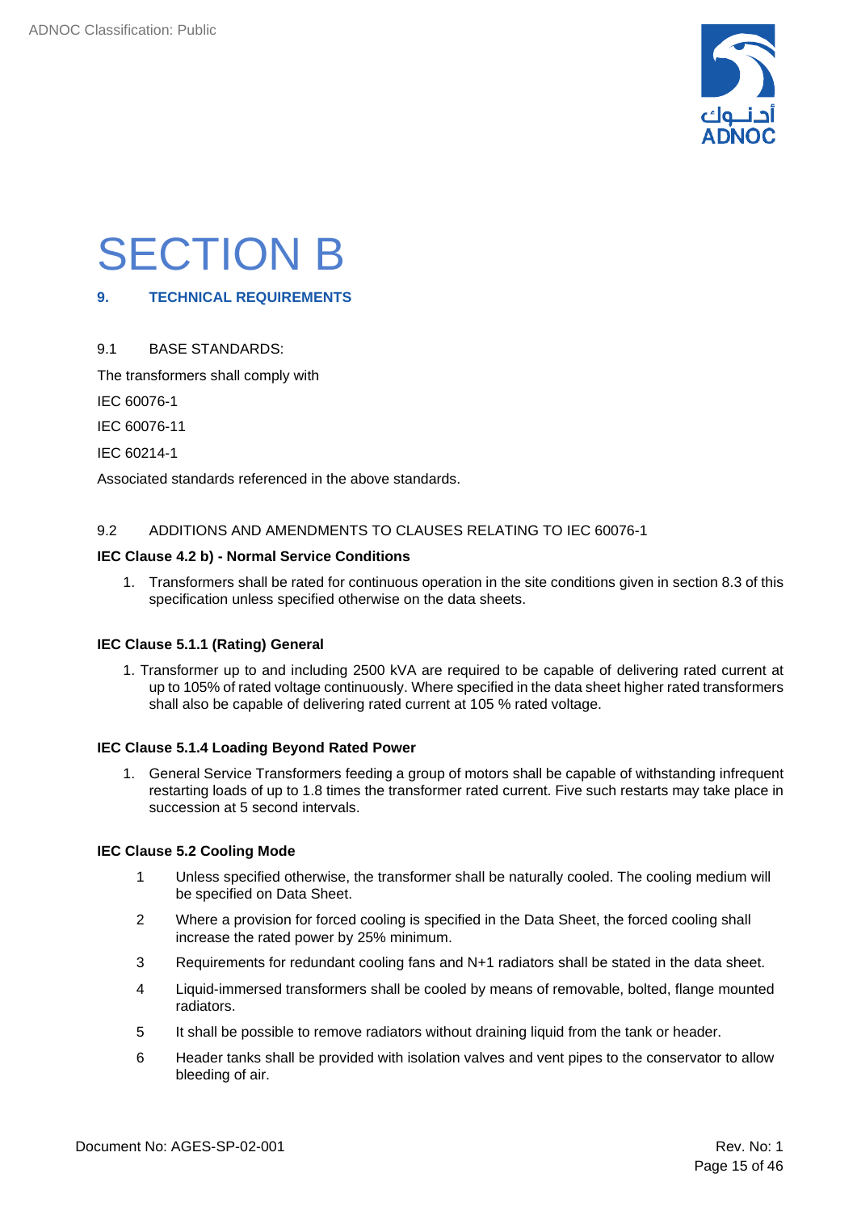# SECTION B

## 9. TECHNICAL REQUIREMENTS

### 9.1 BASE STANDARDS:

The transformers shall comply with

IEC 60076-1

IEC 60076-11

IEC 60214-1

Associated standards referenced in the above standards.

### 9.2 ADDITIONS AND AMENDMENTS TO CLAUSES RELATING TO IEC 60076-1

**IEC Clause 4.2 b) - Normal Service Conditions**

1. Transformers shall be rated for continuous operation in the site conditions given in section 8.3 of this specification unless specified otherwise on the data sheets.

**IEC Clause 5.1.1 (Rating) General**

1. Transformer up to and including 2500 kVA are required to be capable of delivering rated current at up to 105% of rated voltage continuously. Where specified in the data sheet higher rated transformers shall also be capable of delivering rated current at 105 % rated voltage.

**IEC Clause 5.1.4 Loading Beyond Rated Power**

1. General Service Transformers feeding a group of motors shall be capable of withstanding infrequent restarting loads of up to 1.8 times the transformer rated current. Five such restarts may take place in succession at 5 second intervals.

**IEC Clause 5.2 Cooling Mode**

1. Unless specified otherwise, the transformer shall be naturally cooled. The cooling medium will be specified on Data Sheet.
2. Where a provision for forced cooling is specified in the Data Sheet, the forced cooling shall increase the rated power by 25% minimum.
3. Requirements for redundant cooling fans and N+1 radiators shall be stated in the data sheet.
4. Liquid-immersed transformers shall be cooled by means of removable, bolted, flange mounted radiators.
5. It shall be possible to remove radiators without draining liquid from the tank or header.
6. Header tanks shall be provided with isolation valves and vent pipes to the conservator to allow bleeding of air.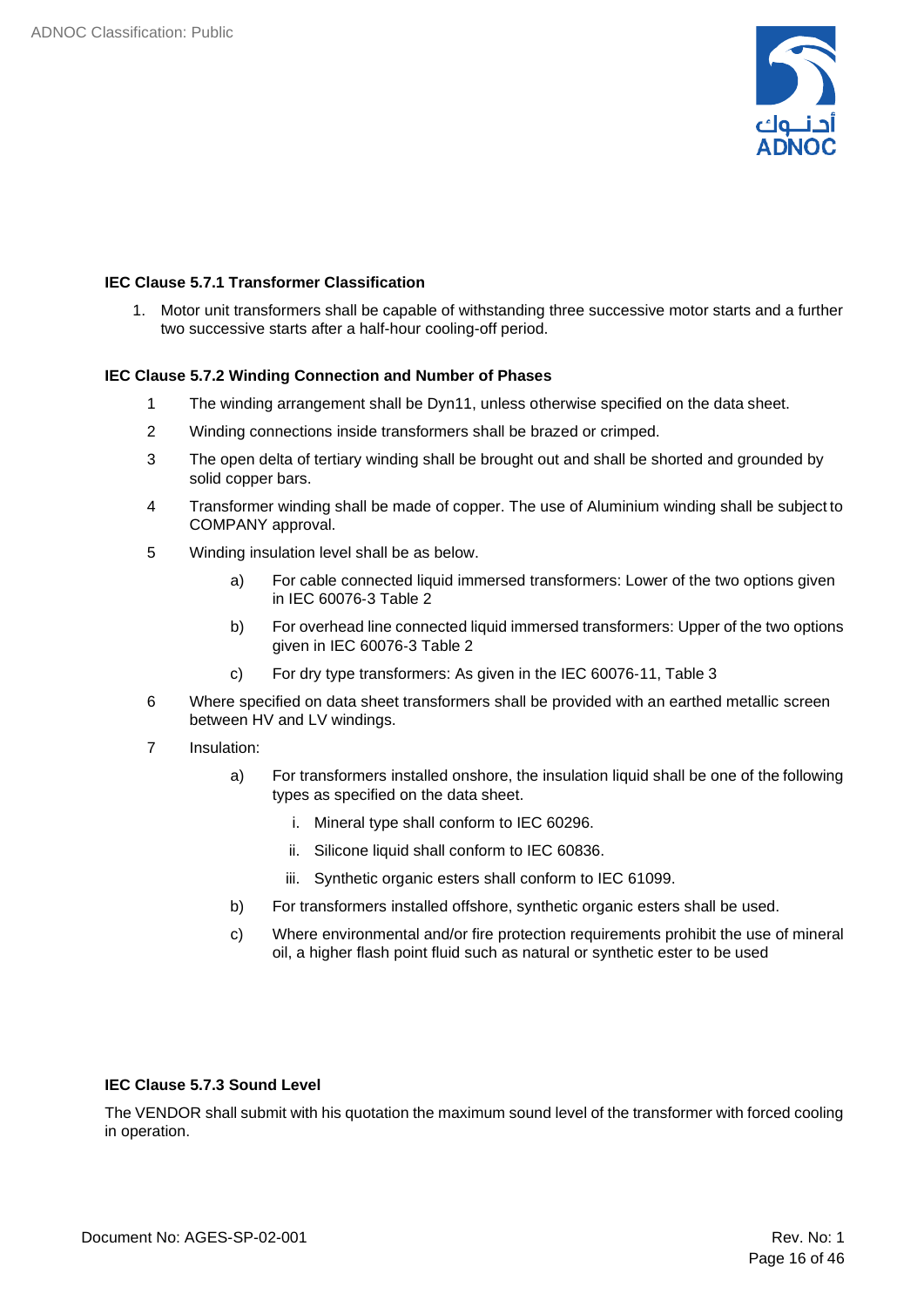**IEC Clause 5.7.1 Transformer Classification**

1. Motor unit transformers shall be capable of withstanding three successive motor starts and a further two successive starts after a half-hour cooling-off period.

**IEC Clause 5.7.2 Winding Connection and Number of Phases**

1. The winding arrangement shall be Dyn11, unless otherwise specified on the data sheet.
2. Winding connections inside transformers shall be brazed or crimped.
3. The open delta of tertiary winding shall be brought out and shall be shorted and grounded by solid copper bars.
4. Transformer winding shall be made of copper. The use of Aluminium winding shall be subject to COMPANY approval.
5. Winding insulation level shall be as below.
   a) For cable connected liquid immersed transformers: Lower of the two options given in IEC 60076-3 Table 2
   b) For overhead line connected liquid immersed transformers: Upper of the two options given in IEC 60076-3 Table 2
   c) For dry type transformers: As given in the IEC 60076-11, Table 3
6. Where specified on data sheet transformers shall be provided with an earthed metallic screen between HV and LV windings.
7. Insulation:
   a) For transformers installed onshore, the insulation liquid shall be one of the following types as specified on the data sheet.
      i. Mineral type shall conform to IEC 60296.
      ii. Silicone liquid shall conform to IEC 60836.
      iii. Synthetic organic esters shall conform to IEC 61099.
   b) For transformers installed offshore, synthetic organic esters shall be used.
   c) Where environmental and/or fire protection requirements prohibit the use of mineral oil, a higher flash point fluid such as natural or synthetic ester to be used

**IEC Clause 5.7.3 Sound Level**

The VENDOR shall submit with his quotation the maximum sound level of the transformer with forced cooling in operation.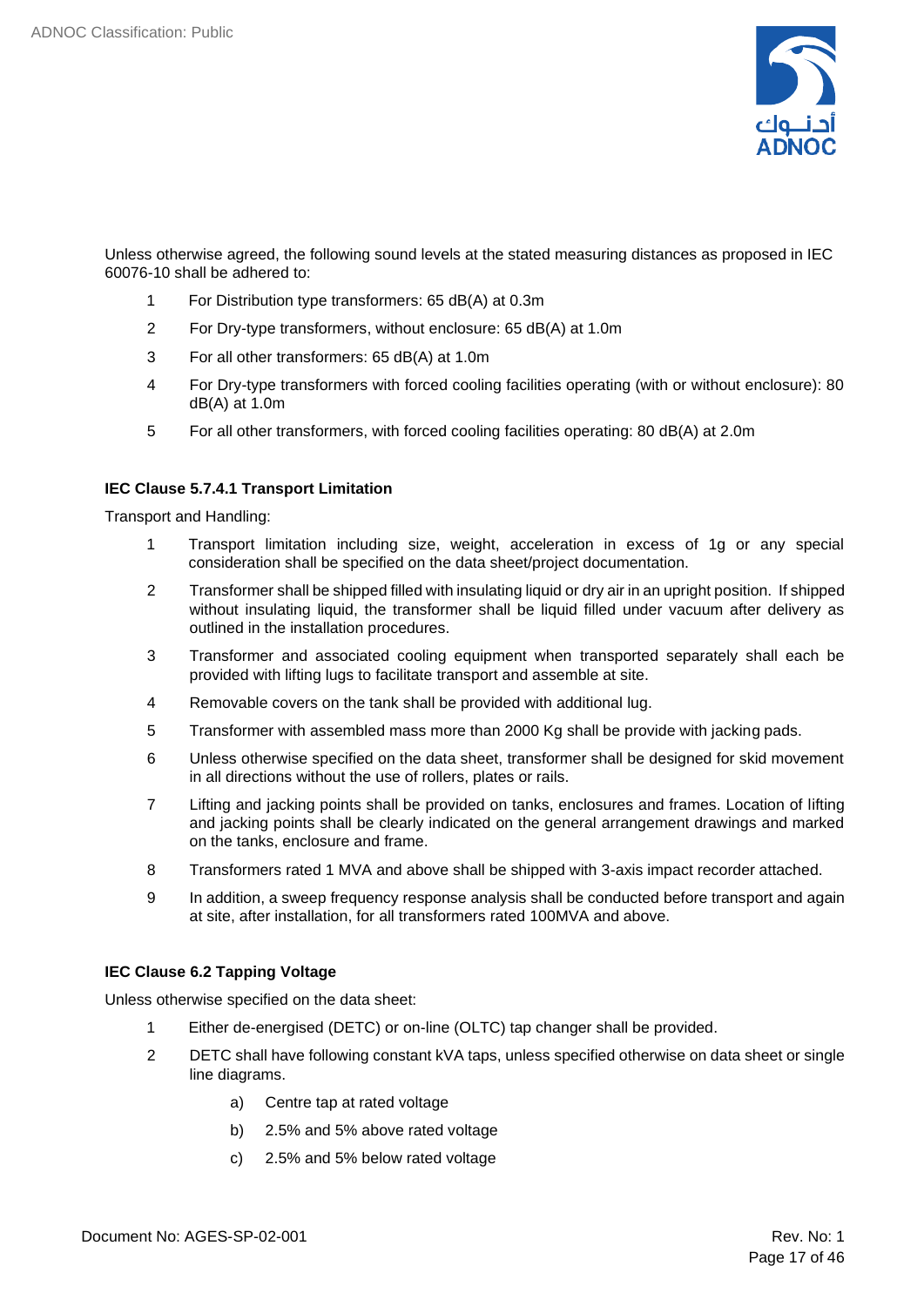Unless otherwise agreed, the following sound levels at the stated measuring distances as proposed in IEC 60076-10 shall be adhered to:

1. For Distribution type transformers: 65 dB(A) at 0.3m
2. For Dry-type transformers, without enclosure: 65 dB(A) at 1.0m
3. For all other transformers: 65 dB(A) at 1.0m
4. For Dry-type transformers with forced cooling facilities operating (with or without enclosure): 80 dB(A) at 1.0m
5. For all other transformers, with forced cooling facilities operating: 80 dB(A) at 2.0m

**IEC Clause 5.7.4.1 Transport Limitation**

Transport and Handling:

1. Transport limitation including size, weight, acceleration in excess of 1g or any special consideration shall be specified on the data sheet/project documentation.
2. Transformer shall be shipped filled with insulating liquid or dry air in an upright position. If shipped without insulating liquid, the transformer shall be liquid filled under vacuum after delivery as outlined in the installation procedures.
3. Transformer and associated cooling equipment when transported separately shall each be provided with lifting lugs to facilitate transport and assemble at site.
4. Removable covers on the tank shall be provided with additional lug.
5. Transformer with assembled mass more than 2000 Kg shall be provide with jacking pads.
6. Unless otherwise specified on the data sheet, transformer shall be designed for skid movement in all directions without the use of rollers, plates or rails.
7. Lifting and jacking points shall be provided on tanks, enclosures and frames. Location of lifting and jacking points shall be clearly indicated on the general arrangement drawings and marked on the tanks, enclosure and frame.
8. Transformers rated 1 MVA and above shall be shipped with 3-axis impact recorder attached.
9. In addition, a sweep frequency response analysis shall be conducted before transport and again at site, after installation, for all transformers rated 100MVA and above.

**IEC Clause 6.2 Tapping Voltage**

Unless otherwise specified on the data sheet:

1. Either de-energised (DETC) or on-line (OLTC) tap changer shall be provided.
2. DETC shall have following constant kVA taps, unless specified otherwise on data sheet or single line diagrams.
   a) Centre tap at rated voltage
   b) 2.5% and 5% above rated voltage
   c) 2.5% and 5% below rated voltage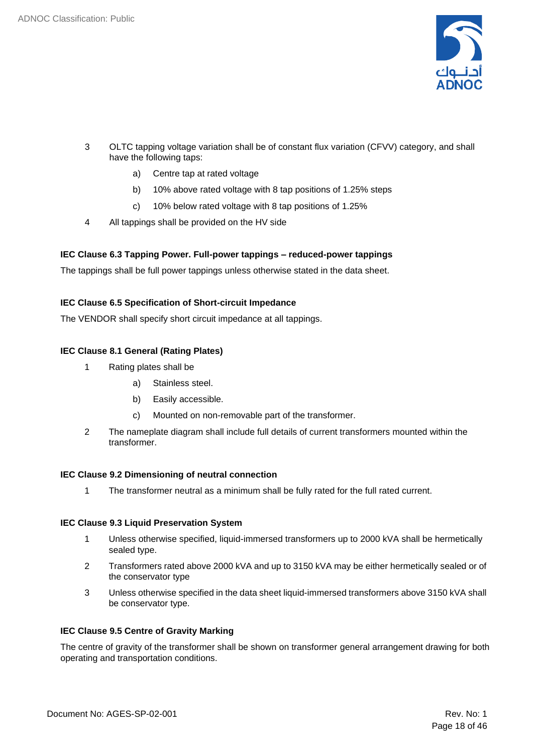3. OLTC tapping voltage variation shall be of constant flux variation (CFVV) category, and shall have the following taps:
    a) Centre tap at rated voltage
    b) 10% above rated voltage with 8 tap positions of 1.25% steps
    c) 10% below rated voltage with 8 tap positions of 1.25%
4. All tappings shall be provided on the HV side

**IEC Clause 6.3 Tapping Power. Full-power tappings – reduced-power tappings**

The tappings shall be full power tappings unless otherwise stated in the data sheet.

**IEC Clause 6.5 Specification of Short-circuit Impedance**

The VENDOR shall specify short circuit impedance at all tappings.

**IEC Clause 8.1 General (Rating Plates)**

1. Rating plates shall be
    a) Stainless steel.
    b) Easily accessible.
    c) Mounted on non-removable part of the transformer.
2. The nameplate diagram shall include full details of current transformers mounted within the transformer.

**IEC Clause 9.2 Dimensioning of neutral connection**

1. The transformer neutral as a minimum shall be fully rated for the full rated current.

**IEC Clause 9.3 Liquid Preservation System**

1. Unless otherwise specified, liquid-immersed transformers up to 2000 kVA shall be hermetically sealed type.
2. Transformers rated above 2000 kVA and up to 3150 kVA may be either hermetically sealed or of the conservator type
3. Unless otherwise specified in the data sheet liquid-immersed transformers above 3150 kVA shall be conservator type.

**IEC Clause 9.5 Centre of Gravity Marking**

The centre of gravity of the transformer shall be shown on transformer general arrangement drawing for both operating and transportation conditions.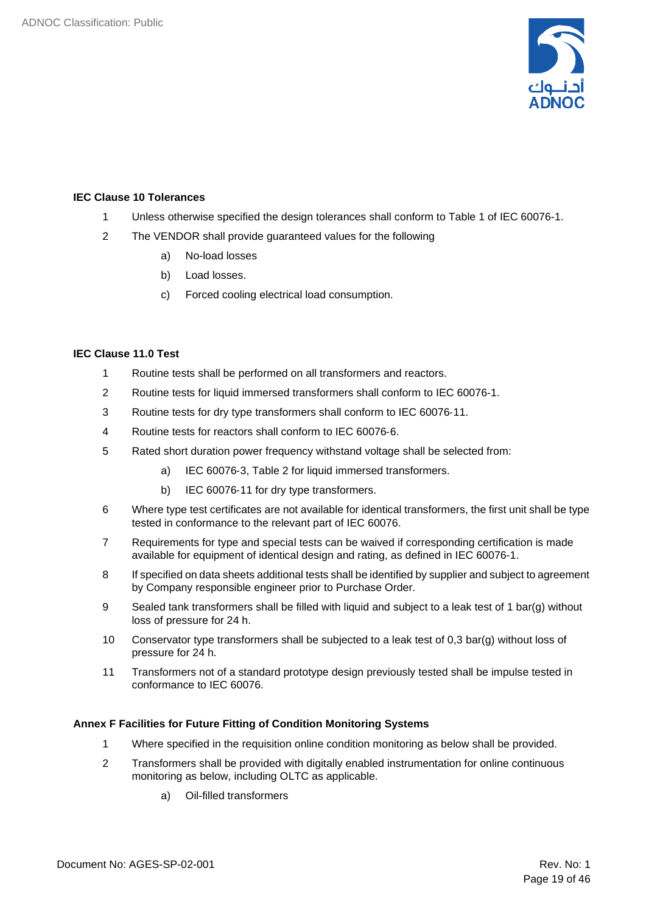**IEC Clause 10 Tolerances**

1. Unless otherwise specified the design tolerances shall conform to Table 1 of IEC 60076-1.
2. The VENDOR shall provide guaranteed values for the following
    a) No-load losses
    b) Load losses.
    c) Forced cooling electrical load consumption.

**IEC Clause 11.0 Test**

1. Routine tests shall be performed on all transformers and reactors.
2. Routine tests for liquid immersed transformers shall conform to IEC 60076-1.
3. Routine tests for dry type transformers shall conform to IEC 60076-11.
4. Routine tests for reactors shall conform to IEC 60076-6.
5. Rated short duration power frequency withstand voltage shall be selected from:
    a) IEC 60076-3, Table 2 for liquid immersed transformers.
    b) IEC 60076-11 for dry type transformers.
6. Where type test certificates are not available for identical transformers, the first unit shall be type tested in conformance to the relevant part of IEC 60076.
7. Requirements for type and special tests can be waived if corresponding certification is made available for equipment of identical design and rating, as defined in IEC 60076-1.
8. If specified on data sheets additional tests shall be identified by supplier and subject to agreement by Company responsible engineer prior to Purchase Order.
9. Sealed tank transformers shall be filled with liquid and subject to a leak test of 1 bar(g) without loss of pressure for 24 h.
10. Conservator type transformers shall be subjected to a leak test of 0,3 bar(g) without loss of pressure for 24 h.
11. Transformers not of a standard prototype design previously tested shall be impulse tested in conformance to IEC 60076.

**Annex F Facilities for Future Fitting of Condition Monitoring Systems**

1. Where specified in the requisition online condition monitoring as below shall be provided.
2. Transformers shall be provided with digitally enabled instrumentation for online continuous monitoring as below, including OLTC as applicable.
    a) Oil-filled transformers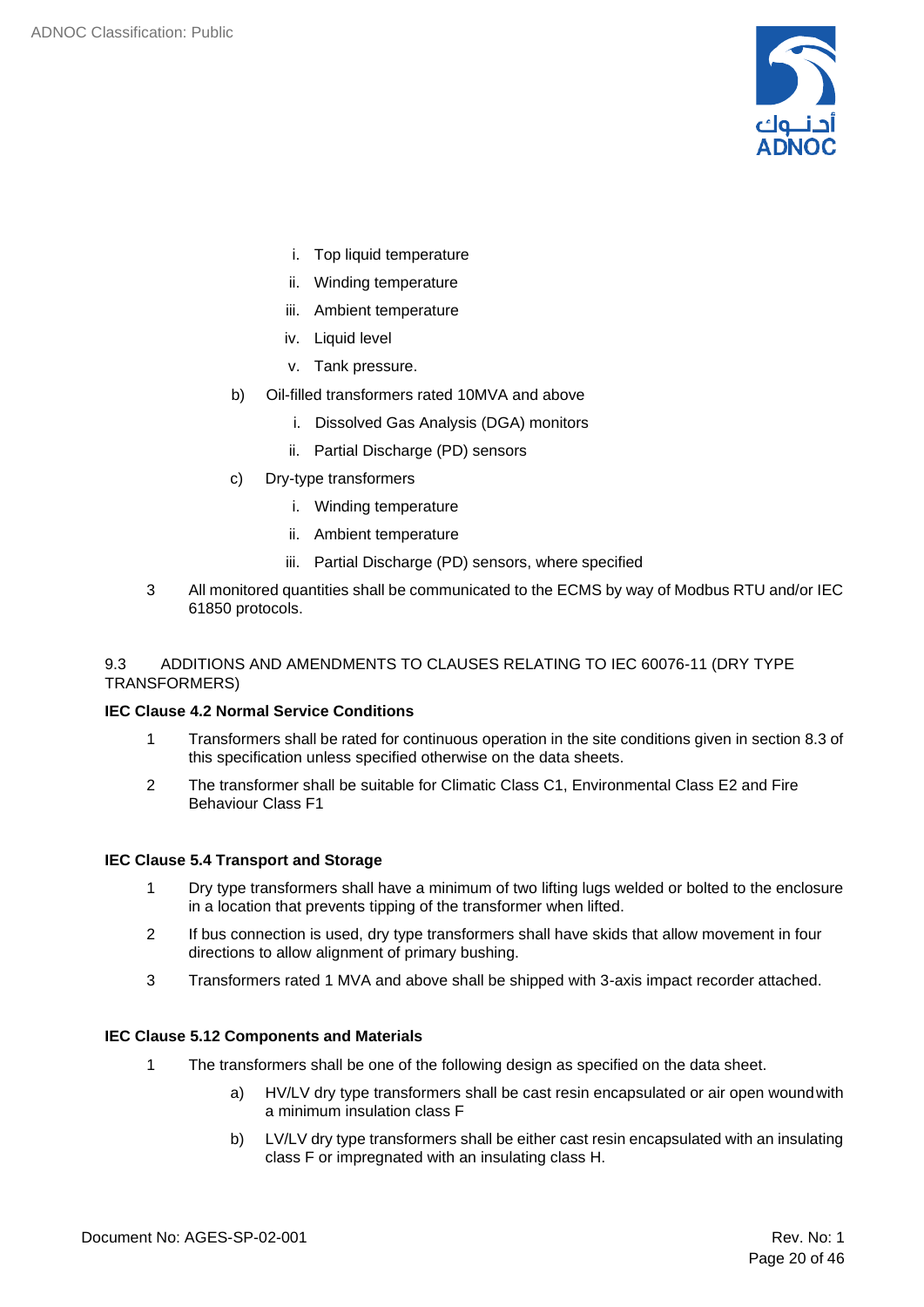i. Top liquid temperature

ii. Winding temperature

iii. Ambient temperature

iv. Liquid level

v. Tank pressure.

b) Oil-filled transformers rated 10MVA and above

i. Dissolved Gas Analysis (DGA) monitors

ii. Partial Discharge (PD) sensors

c) Dry-type transformers

i. Winding temperature

ii. Ambient temperature

iii. Partial Discharge (PD) sensors, where specified

3 All monitored quantities shall be communicated to the ECMS by way of Modbus RTU and/or IEC 61850 protocols.

## 9.3 ADDITIONS AND AMENDMENTS TO CLAUSES RELATING TO IEC 60076-11 (DRY TYPE TRANSFORMERS)

**IEC Clause 4.2 Normal Service Conditions**

1 Transformers shall be rated for continuous operation in the site conditions given in section 8.3 of this specification unless specified otherwise on the data sheets.

2 The transformer shall be suitable for Climatic Class C1, Environmental Class E2 and Fire Behaviour Class F1

**IEC Clause 5.4 Transport and Storage**

1 Dry type transformers shall have a minimum of two lifting lugs welded or bolted to the enclosure in a location that prevents tipping of the transformer when lifted.

2 If bus connection is used, dry type transformers shall have skids that allow movement in four directions to allow alignment of primary bushing.

3 Transformers rated 1 MVA and above shall be shipped with 3-axis impact recorder attached.

**IEC Clause 5.12 Components and Materials**

1 The transformers shall be one of the following design as specified on the data sheet.

a) HV/LV dry type transformers shall be cast resin encapsulated or air open wound with a minimum insulation class F

b) LV/LV dry type transformers shall be either cast resin encapsulated with an insulating class F or impregnated with an insulating class H.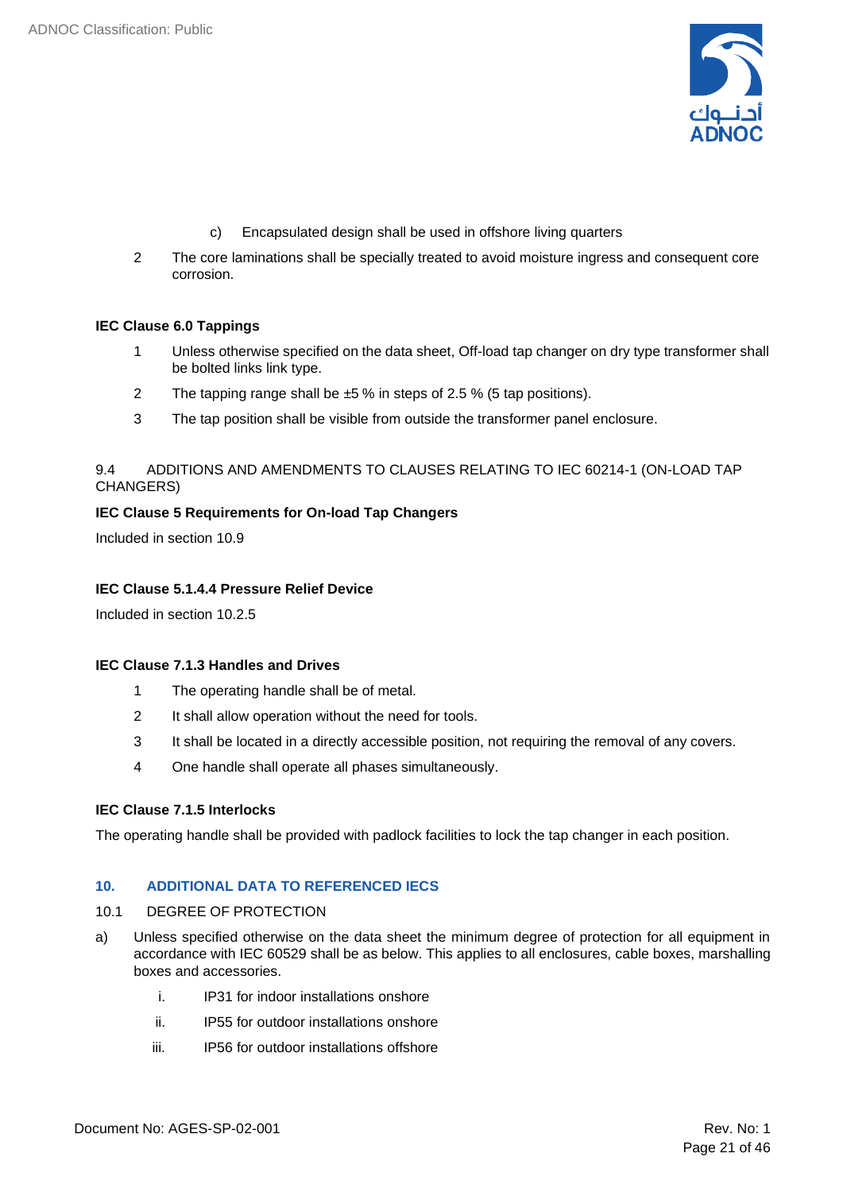c) Encapsulated design shall be used in offshore living quarters

2 The core laminations shall be specially treated to avoid moisture ingress and consequent core corrosion.

**IEC Clause 6.0 Tappings**

1 Unless otherwise specified on the data sheet, Off-load tap changer on dry type transformer shall be bolted links link type.

2 The tapping range shall be ±5 % in steps of 2.5 % (5 tap positions).

3 The tap position shall be visible from outside the transformer panel enclosure.

9.4 ADDITIONS AND AMENDMENTS TO CLAUSES RELATING TO IEC 60214-1 (ON-LOAD TAP CHANGERS)

**IEC Clause 5 Requirements for On-load Tap Changers**

Included in section 10.9

**IEC Clause 5.1.4.4 Pressure Relief Device**

Included in section 10.2.5

**IEC Clause 7.1.3 Handles and Drives**

1 The operating handle shall be of metal.

2 It shall allow operation without the need for tools.

3 It shall be located in a directly accessible position, not requiring the removal of any covers.

4 One handle shall operate all phases simultaneously.

**IEC Clause 7.1.5 Interlocks**

The operating handle shall be provided with padlock facilities to lock the tap changer in each position.

## 10. ADDITIONAL DATA TO REFERENCED IECS

10.1 DEGREE OF PROTECTION

a) Unless specified otherwise on the data sheet the minimum degree of protection for all equipment in accordance with IEC 60529 shall be as below. This applies to all enclosures, cable boxes, marshalling boxes and accessories.

   i. IP31 for indoor installations onshore

   ii. IP55 for outdoor installations onshore

   iii. IP56 for outdoor installations offshore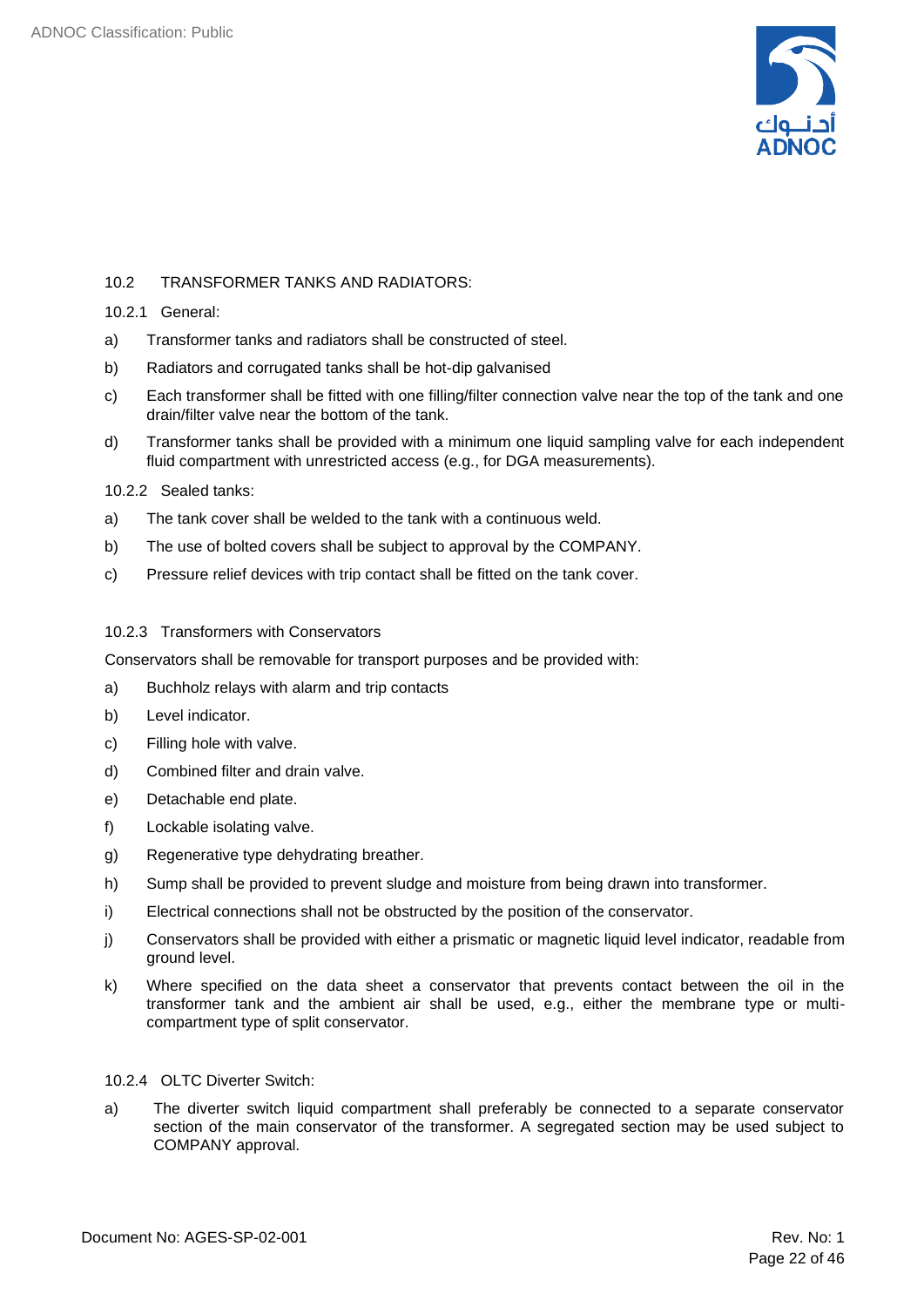### 10.2 TRANSFORMER TANKS AND RADIATORS:

#### 10.2.1 General:

a) Transformer tanks and radiators shall be constructed of steel.

b) Radiators and corrugated tanks shall be hot-dip galvanised

c) Each transformer shall be fitted with one filling/filter connection valve near the top of the tank and one drain/filter valve near the bottom of the tank.

d) Transformer tanks shall be provided with a minimum one liquid sampling valve for each independent fluid compartment with unrestricted access (e.g., for DGA measurements).

#### 10.2.2 Sealed tanks:

a) The tank cover shall be welded to the tank with a continuous weld.

b) The use of bolted covers shall be subject to approval by the COMPANY.

c) Pressure relief devices with trip contact shall be fitted on the tank cover.

#### 10.2.3 Transformers with Conservators

Conservators shall be removable for transport purposes and be provided with:

a) Buchholz relays with alarm and trip contacts

b) Level indicator.

c) Filling hole with valve.

d) Combined filter and drain valve.

e) Detachable end plate.

f) Lockable isolating valve.

g) Regenerative type dehydrating breather.

h) Sump shall be provided to prevent sludge and moisture from being drawn into transformer.

i) Electrical connections shall not be obstructed by the position of the conservator.

j) Conservators shall be provided with either a prismatic or magnetic liquid level indicator, readable from ground level.

k) Where specified on the data sheet a conservator that prevents contact between the oil in the transformer tank and the ambient air shall be used, e.g., either the membrane type or multi-compartment type of split conservator.

#### 10.2.4 OLTC Diverter Switch:

a) The diverter switch liquid compartment shall preferably be connected to a separate conservator section of the main conservator of the transformer. A segregated section may be used subject to COMPANY approval.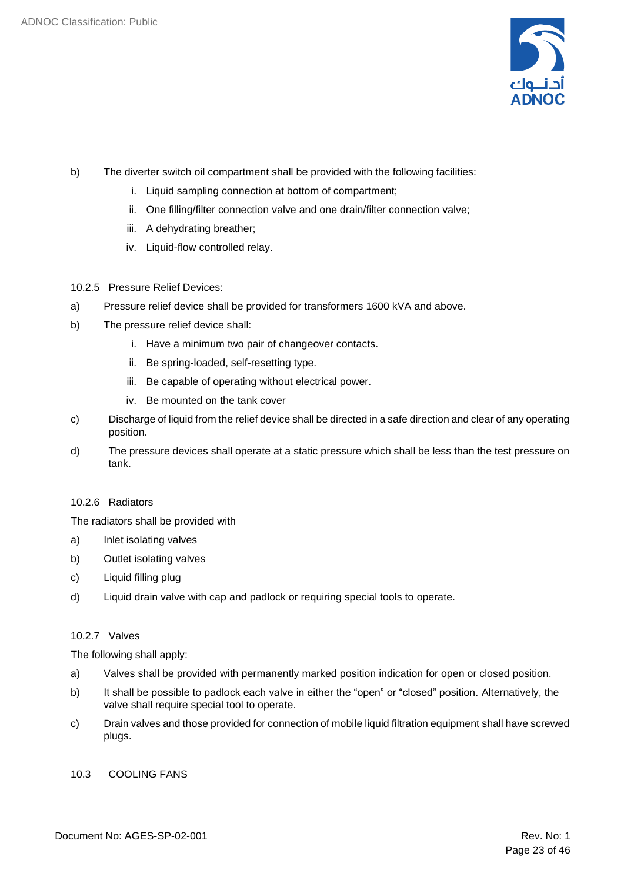b) The diverter switch oil compartment shall be provided with the following facilities:

   i. Liquid sampling connection at bottom of compartment;
   ii. One filling/filter connection valve and one drain/filter connection valve;
   iii. A dehydrating breather;
   iv. Liquid-flow controlled relay.

### 10.2.5 Pressure Relief Devices:

a) Pressure relief device shall be provided for transformers 1600 kVA and above.

b) The pressure relief device shall:

   i. Have a minimum two pair of changeover contacts.
   ii. Be spring-loaded, self-resetting type.
   iii. Be capable of operating without electrical power.
   iv. Be mounted on the tank cover

c) Discharge of liquid from the relief device shall be directed in a safe direction and clear of any operating position.

d) The pressure devices shall operate at a static pressure which shall be less than the test pressure on tank.

### 10.2.6 Radiators

The radiators shall be provided with

a) Inlet isolating valves

b) Outlet isolating valves

c) Liquid filling plug

d) Liquid drain valve with cap and padlock or requiring special tools to operate.

### 10.2.7 Valves

The following shall apply:

a) Valves shall be provided with permanently marked position indication for open or closed position.

b) It shall be possible to padlock each valve in either the "open" or "closed" position. Alternatively, the valve shall require special tool to operate.

c) Drain valves and those provided for connection of mobile liquid filtration equipment shall have screwed plugs.

## 10.3 COOLING FANS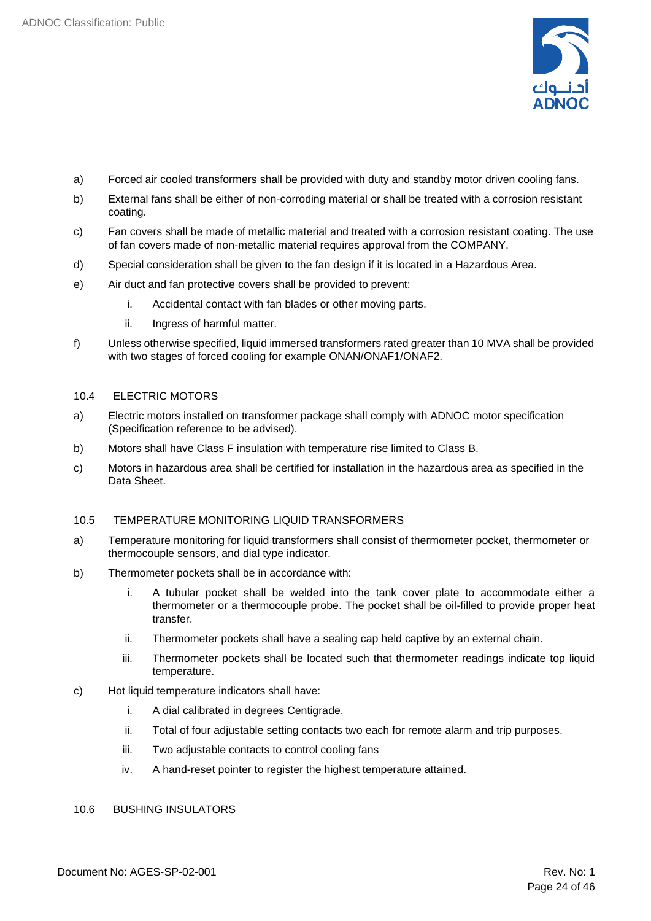a) Forced air cooled transformers shall be provided with duty and standby motor driven cooling fans.

b) External fans shall be either of non-corroding material or shall be treated with a corrosion resistant coating.

c) Fan covers shall be made of metallic material and treated with a corrosion resistant coating. The use of fan covers made of non-metallic material requires approval from the COMPANY.

d) Special consideration shall be given to the fan design if it is located in a Hazardous Area.

e) Air duct and fan protective covers shall be provided to prevent:

   i. Accidental contact with fan blades or other moving parts.

   ii. Ingress of harmful matter.

f) Unless otherwise specified, liquid immersed transformers rated greater than 10 MVA shall be provided with two stages of forced cooling for example ONAN/ONAF1/ONAF2.

### 10.4 ELECTRIC MOTORS

a) Electric motors installed on transformer package shall comply with ADNOC motor specification (Specification reference to be advised).

b) Motors shall have Class F insulation with temperature rise limited to Class B.

c) Motors in hazardous area shall be certified for installation in the hazardous area as specified in the Data Sheet.

### 10.5 TEMPERATURE MONITORING LIQUID TRANSFORMERS

a) Temperature monitoring for liquid transformers shall consist of thermometer pocket, thermometer or thermocouple sensors, and dial type indicator.

b) Thermometer pockets shall be in accordance with:

   i. A tubular pocket shall be welded into the tank cover plate to accommodate either a thermometer or a thermocouple probe. The pocket shall be oil-filled to provide proper heat transfer.

   ii. Thermometer pockets shall have a sealing cap held captive by an external chain.

   iii. Thermometer pockets shall be located such that thermometer readings indicate top liquid temperature.

c) Hot liquid temperature indicators shall have:

   i. A dial calibrated in degrees Centigrade.

   ii. Total of four adjustable setting contacts two each for remote alarm and trip purposes.

   iii. Two adjustable contacts to control cooling fans

   iv. A hand-reset pointer to register the highest temperature attained.

### 10.6 BUSHING INSULATORS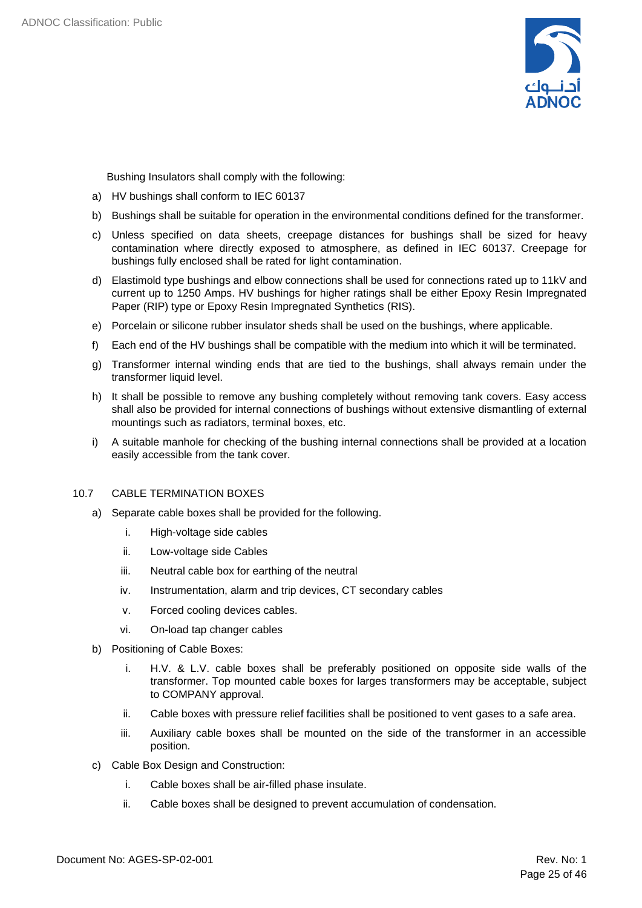Bushing Insulators shall comply with the following:

a) HV bushings shall conform to IEC 60137

b) Bushings shall be suitable for operation in the environmental conditions defined for the transformer.

c) Unless specified on data sheets, creepage distances for bushings shall be sized for heavy contamination where directly exposed to atmosphere, as defined in IEC 60137. Creepage for bushings fully enclosed shall be rated for light contamination.

d) Elastimold type bushings and elbow connections shall be used for connections rated up to 11kV and current up to 1250 Amps. HV bushings for higher ratings shall be either Epoxy Resin Impregnated Paper (RIP) type or Epoxy Resin Impregnated Synthetics (RIS).

e) Porcelain or silicone rubber insulator sheds shall be used on the bushings, where applicable.

f) Each end of the HV bushings shall be compatible with the medium into which it will be terminated.

g) Transformer internal winding ends that are tied to the bushings, shall always remain under the transformer liquid level.

h) It shall be possible to remove any bushing completely without removing tank covers. Easy access shall also be provided for internal connections of bushings without extensive dismantling of external mountings such as radiators, terminal boxes, etc.

i) A suitable manhole for checking of the bushing internal connections shall be provided at a location easily accessible from the tank cover.

## 10.7 CABLE TERMINATION BOXES

a) Separate cable boxes shall be provided for the following.

   i. High-voltage side cables

   ii. Low-voltage side Cables

   iii. Neutral cable box for earthing of the neutral

   iv. Instrumentation, alarm and trip devices, CT secondary cables

   v. Forced cooling devices cables.

   vi. On-load tap changer cables

b) Positioning of Cable Boxes:

   i. H.V. & L.V. cable boxes shall be preferably positioned on opposite side walls of the transformer. Top mounted cable boxes for larges transformers may be acceptable, subject to COMPANY approval.

   ii. Cable boxes with pressure relief facilities shall be positioned to vent gases to a safe area.

   iii. Auxiliary cable boxes shall be mounted on the side of the transformer in an accessible position.

c) Cable Box Design and Construction:

   i. Cable boxes shall be air-filled phase insulate.

   ii. Cable boxes shall be designed to prevent accumulation of condensation.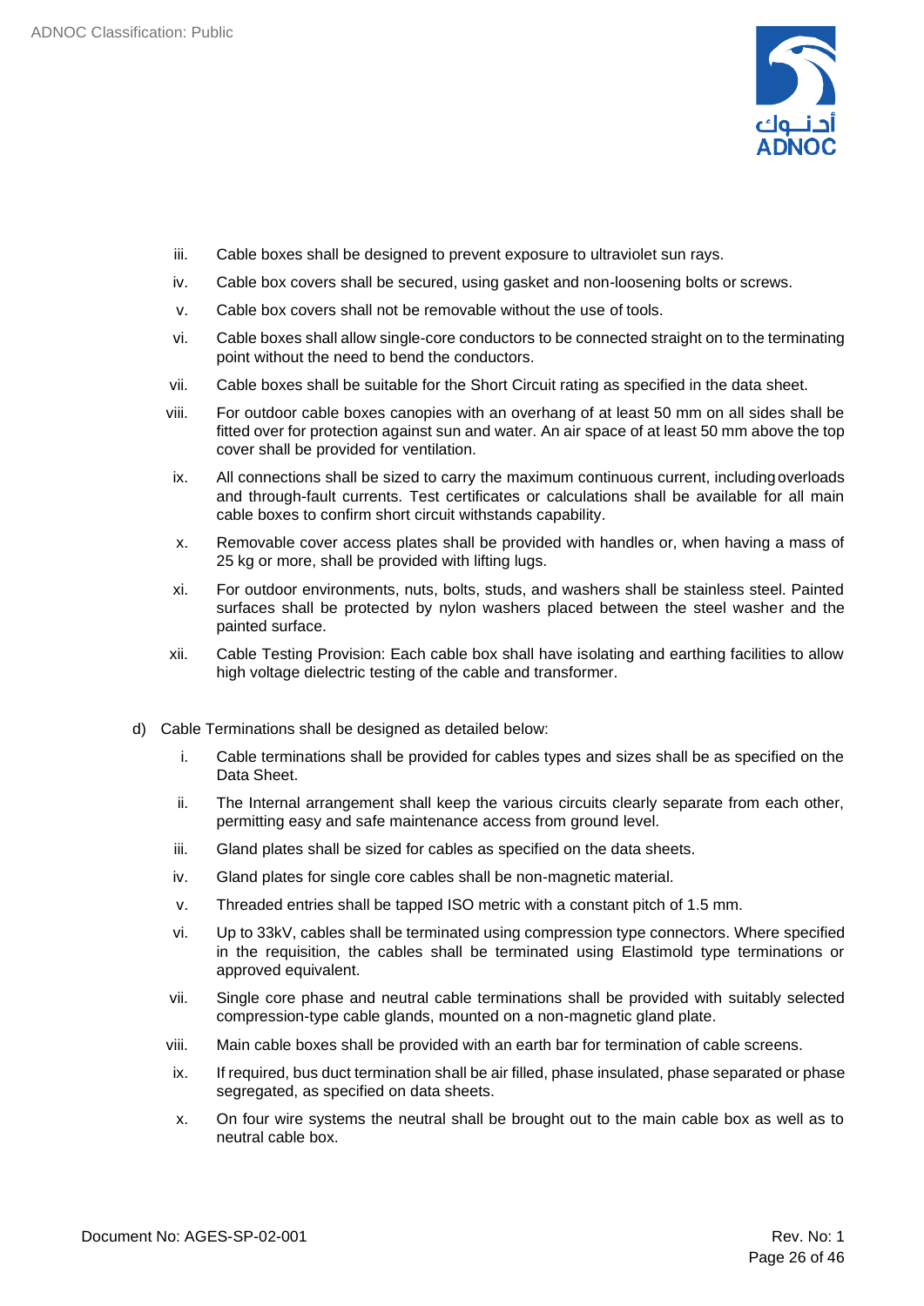iii. Cable boxes shall be designed to prevent exposure to ultraviolet sun rays.

iv. Cable box covers shall be secured, using gasket and non-loosening bolts or screws.

v. Cable box covers shall not be removable without the use of tools.

vi. Cable boxes shall allow single-core conductors to be connected straight on to the terminating point without the need to bend the conductors.

vii. Cable boxes shall be suitable for the Short Circuit rating as specified in the data sheet.

viii. For outdoor cable boxes canopies with an overhang of at least 50 mm on all sides shall be fitted over for protection against sun and water. An air space of at least 50 mm above the top cover shall be provided for ventilation.

ix. All connections shall be sized to carry the maximum continuous current, including overloads and through-fault currents. Test certificates or calculations shall be available for all main cable boxes to confirm short circuit withstands capability.

x. Removable cover access plates shall be provided with handles or, when having a mass of 25 kg or more, shall be provided with lifting lugs.

xi. For outdoor environments, nuts, bolts, studs, and washers shall be stainless steel. Painted surfaces shall be protected by nylon washers placed between the steel washer and the painted surface.

xii. Cable Testing Provision: Each cable box shall have isolating and earthing facilities to allow high voltage dielectric testing of the cable and transformer.

d) Cable Terminations shall be designed as detailed below:

i. Cable terminations shall be provided for cables types and sizes shall be as specified on the Data Sheet.

ii. The Internal arrangement shall keep the various circuits clearly separate from each other, permitting easy and safe maintenance access from ground level.

iii. Gland plates shall be sized for cables as specified on the data sheets.

iv. Gland plates for single core cables shall be non-magnetic material.

v. Threaded entries shall be tapped ISO metric with a constant pitch of 1.5 mm.

vi. Up to 33kV, cables shall be terminated using compression type connectors. Where specified in the requisition, the cables shall be terminated using Elastimold type terminations or approved equivalent.

vii. Single core phase and neutral cable terminations shall be provided with suitably selected compression-type cable glands, mounted on a non-magnetic gland plate.

viii. Main cable boxes shall be provided with an earth bar for termination of cable screens.

ix. If required, bus duct termination shall be air filled, phase insulated, phase separated or phase segregated, as specified on data sheets.

x. On four wire systems the neutral shall be brought out to the main cable box as well as to neutral cable box.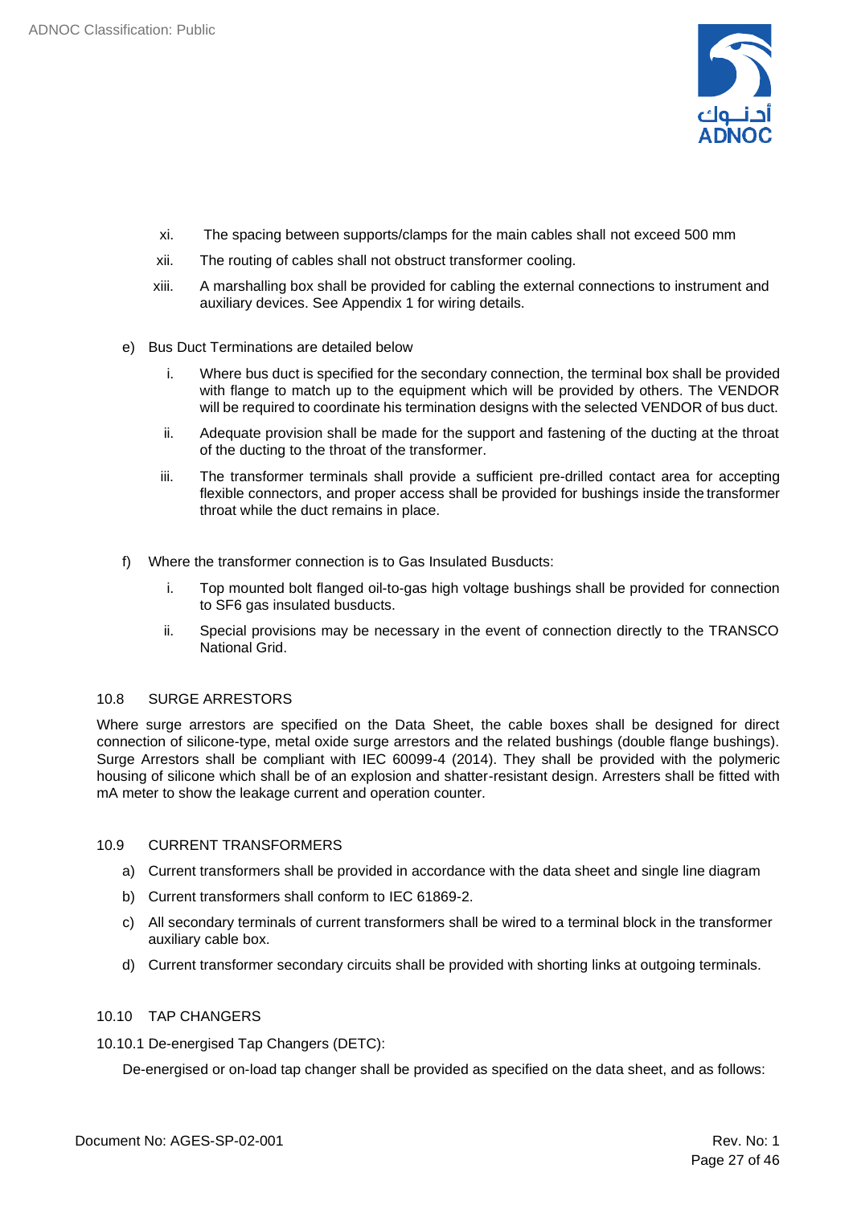xi. The spacing between supports/clamps for the main cables shall not exceed 500 mm

xii. The routing of cables shall not obstruct transformer cooling.

xiii. A marshalling box shall be provided for cabling the external connections to instrument and auxiliary devices. See Appendix 1 for wiring details.

e) Bus Duct Terminations are detailed below

   i. Where bus duct is specified for the secondary connection, the terminal box shall be provided with flange to match up to the equipment which will be provided by others. The VENDOR will be required to coordinate his termination designs with the selected VENDOR of bus duct.

   ii. Adequate provision shall be made for the support and fastening of the ducting at the throat of the ducting to the throat of the transformer.

   iii. The transformer terminals shall provide a sufficient pre-drilled contact area for accepting flexible connectors, and proper access shall be provided for bushings inside the transformer throat while the duct remains in place.

f) Where the transformer connection is to Gas Insulated Busducts:

   i. Top mounted bolt flanged oil-to-gas high voltage bushings shall be provided for connection to SF6 gas insulated busducts.

   ii. Special provisions may be necessary in the event of connection directly to the TRANSCO National Grid.

### 10.8 SURGE ARRESTORS

Where surge arrestors are specified on the Data Sheet, the cable boxes shall be designed for direct connection of silicone-type, metal oxide surge arrestors and the related bushings (double flange bushings). Surge Arrestors shall be compliant with IEC 60099-4 (2014). They shall be provided with the polymeric housing of silicone which shall be of an explosion and shatter-resistant design. Arresters shall be fitted with mA meter to show the leakage current and operation counter.

### 10.9 CURRENT TRANSFORMERS

a) Current transformers shall be provided in accordance with the data sheet and single line diagram

b) Current transformers shall conform to IEC 61869-2.

c) All secondary terminals of current transformers shall be wired to a terminal block in the transformer auxiliary cable box.

d) Current transformer secondary circuits shall be provided with shorting links at outgoing terminals.

### 10.10 TAP CHANGERS

#### 10.10.1 De-energised Tap Changers (DETC):

De-energised or on-load tap changer shall be provided as specified on the data sheet, and as follows: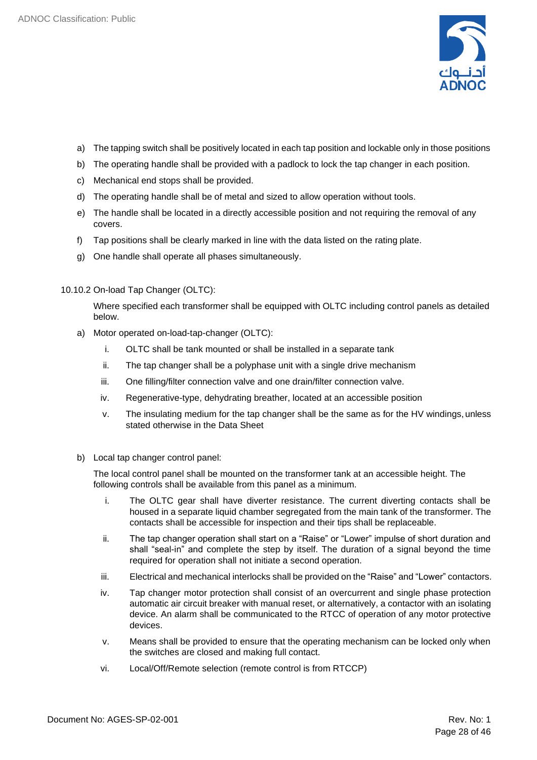a) The tapping switch shall be positively located in each tap position and lockable only in those positions
b) The operating handle shall be provided with a padlock to lock the tap changer in each position.
c) Mechanical end stops shall be provided.
d) The operating handle shall be of metal and sized to allow operation without tools.
e) The handle shall be located in a directly accessible position and not requiring the removal of any covers.
f) Tap positions shall be clearly marked in line with the data listed on the rating plate.
g) One handle shall operate all phases simultaneously.

10.10.2 On-load Tap Changer (OLTC):

Where specified each transformer shall be equipped with OLTC including control panels as detailed below.

a) Motor operated on-load-tap-changer (OLTC):
   i. OLTC shall be tank mounted or shall be installed in a separate tank
   ii. The tap changer shall be a polyphase unit with a single drive mechanism
   iii. One filling/filter connection valve and one drain/filter connection valve.
   iv. Regenerative-type, dehydrating breather, located at an accessible position
   v. The insulating medium for the tap changer shall be the same as for the HV windings, unless stated otherwise in the Data Sheet

b) Local tap changer control panel:

   The local control panel shall be mounted on the transformer tank at an accessible height. The following controls shall be available from this panel as a minimum.

   i. The OLTC gear shall have diverter resistance. The current diverting contacts shall be housed in a separate liquid chamber segregated from the main tank of the transformer. The contacts shall be accessible for inspection and their tips shall be replaceable.
   ii. The tap changer operation shall start on a "Raise" or "Lower" impulse of short duration and shall "seal-in" and complete the step by itself. The duration of a signal beyond the time required for operation shall not initiate a second operation.
   iii. Electrical and mechanical interlocks shall be provided on the "Raise" and "Lower" contactors.
   iv. Tap changer motor protection shall consist of an overcurrent and single phase protection automatic air circuit breaker with manual reset, or alternatively, a contactor with an isolating device. An alarm shall be communicated to the RTCC of operation of any motor protective devices.
   v. Means shall be provided to ensure that the operating mechanism can be locked only when the switches are closed and making full contact.
   vi. Local/Off/Remote selection (remote control is from RTCCP)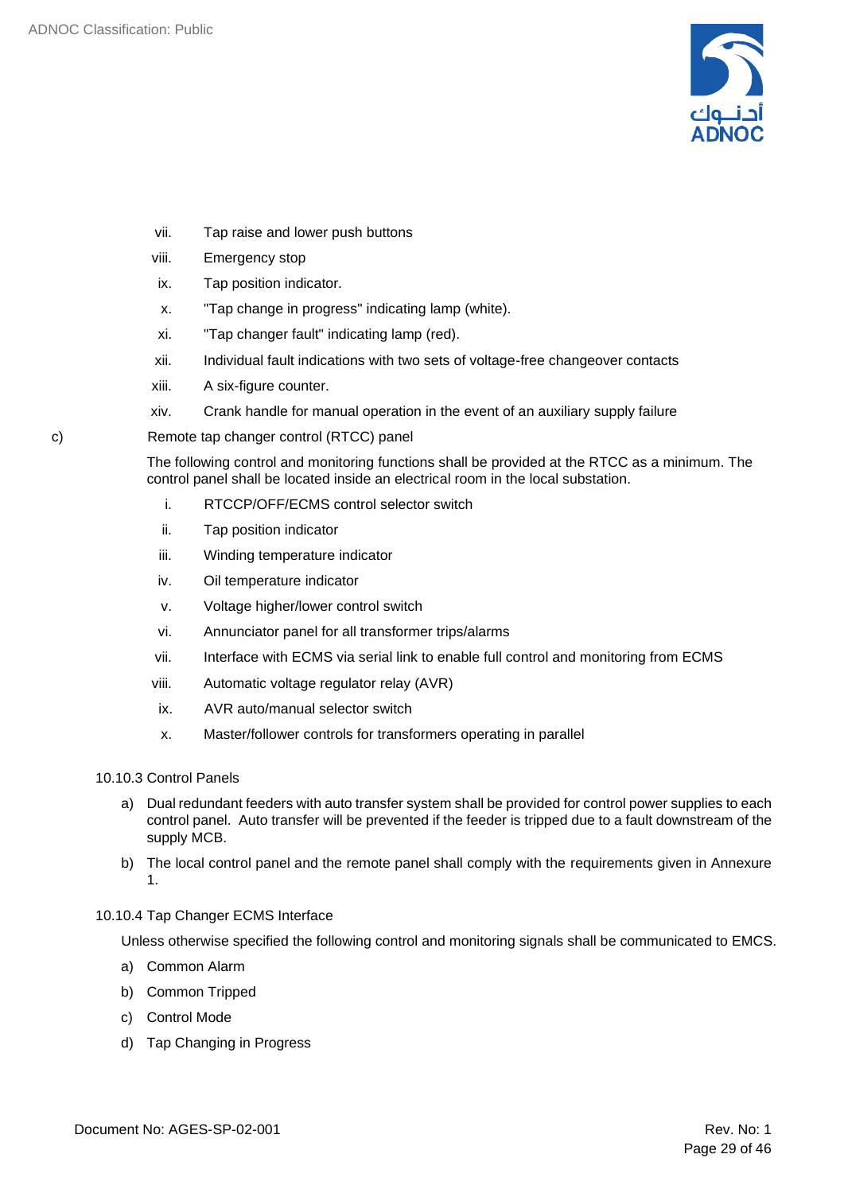vii. Tap raise and lower push buttons

viii. Emergency stop

ix. Tap position indicator.

x. "Tap change in progress" indicating lamp (white).

xi. "Tap changer fault" indicating lamp (red).

xii. Individual fault indications with two sets of voltage-free changeover contacts

xiii. A six-figure counter.

xiv. Crank handle for manual operation in the event of an auxiliary supply failure

c) Remote tap changer control (RTCC) panel

The following control and monitoring functions shall be provided at the RTCC as a minimum. The control panel shall be located inside an electrical room in the local substation.

i. RTCCP/OFF/ECMS control selector switch

ii. Tap position indicator

iii. Winding temperature indicator

iv. Oil temperature indicator

v. Voltage higher/lower control switch

vi. Annunciator panel for all transformer trips/alarms

vii. Interface with ECMS via serial link to enable full control and monitoring from ECMS

viii. Automatic voltage regulator relay (AVR)

ix. AVR auto/manual selector switch

x. Master/follower controls for transformers operating in parallel

10.10.3 Control Panels

a) Dual redundant feeders with auto transfer system shall be provided for control power supplies to each control panel. Auto transfer will be prevented if the feeder is tripped due to a fault downstream of the supply MCB.

b) The local control panel and the remote panel shall comply with the requirements given in Annexure 1.

10.10.4 Tap Changer ECMS Interface

Unless otherwise specified the following control and monitoring signals shall be communicated to EMCS.

a) Common Alarm

b) Common Tripped

c) Control Mode

d) Tap Changing in Progress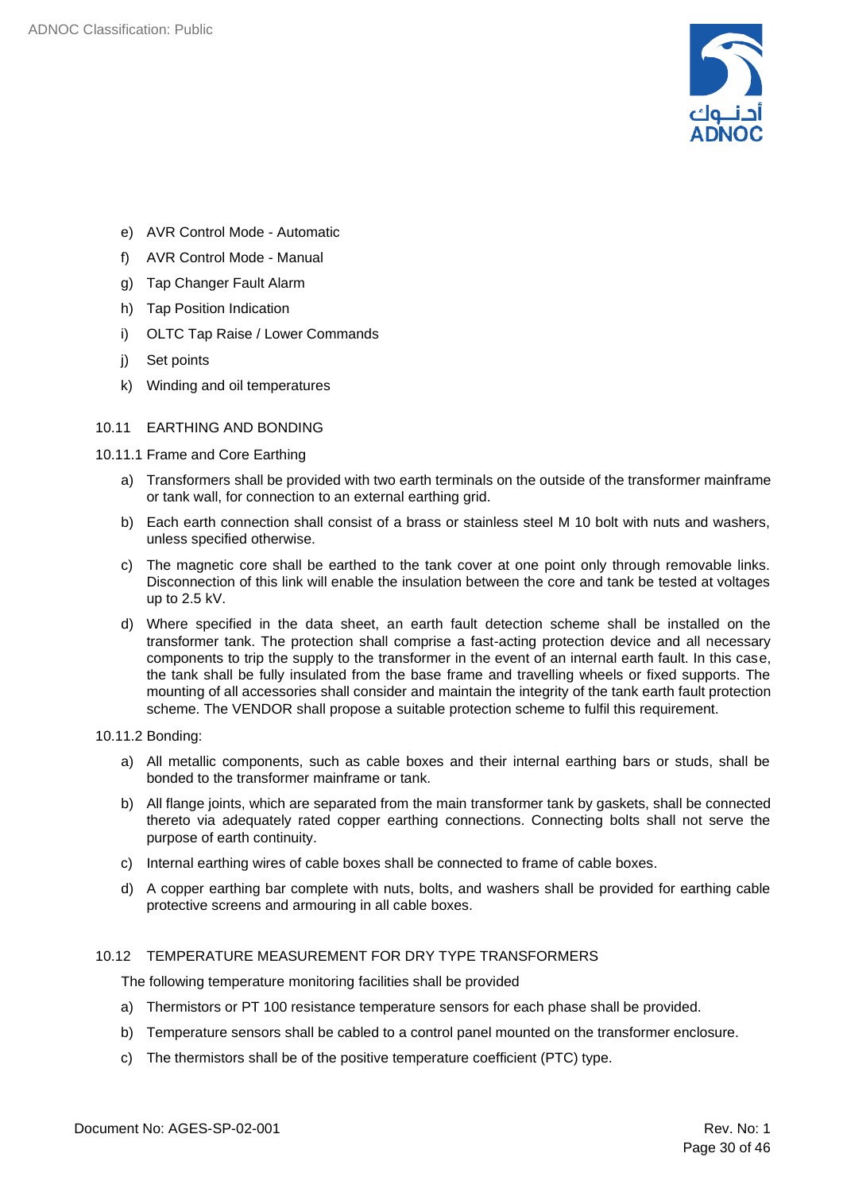e) AVR Control Mode - Automatic

f) AVR Control Mode - Manual

g) Tap Changer Fault Alarm

h) Tap Position Indication

i) OLTC Tap Raise / Lower Commands

j) Set points

k) Winding and oil temperatures

## 10.11 EARTHING AND BONDING

### 10.11.1 Frame and Core Earthing

a) Transformers shall be provided with two earth terminals on the outside of the transformer mainframe or tank wall, for connection to an external earthing grid.

b) Each earth connection shall consist of a brass or stainless steel M 10 bolt with nuts and washers, unless specified otherwise.

c) The magnetic core shall be earthed to the tank cover at one point only through removable links. Disconnection of this link will enable the insulation between the core and tank be tested at voltages up to 2.5 kV.

d) Where specified in the data sheet, an earth fault detection scheme shall be installed on the transformer tank. The protection shall comprise a fast-acting protection device and all necessary components to trip the supply to the transformer in the event of an internal earth fault. In this case, the tank shall be fully insulated from the base frame and travelling wheels or fixed supports. The mounting of all accessories shall consider and maintain the integrity of the tank earth fault protection scheme. The VENDOR shall propose a suitable protection scheme to fulfil this requirement.

### 10.11.2 Bonding:

a) All metallic components, such as cable boxes and their internal earthing bars or studs, shall be bonded to the transformer mainframe or tank.

b) All flange joints, which are separated from the main transformer tank by gaskets, shall be connected thereto via adequately rated copper earthing connections. Connecting bolts shall not serve the purpose of earth continuity.

c) Internal earthing wires of cable boxes shall be connected to frame of cable boxes.

d) A copper earthing bar complete with nuts, bolts, and washers shall be provided for earthing cable protective screens and armouring in all cable boxes.

## 10.12 TEMPERATURE MEASUREMENT FOR DRY TYPE TRANSFORMERS

The following temperature monitoring facilities shall be provided

a) Thermistors or PT 100 resistance temperature sensors for each phase shall be provided.

b) Temperature sensors shall be cabled to a control panel mounted on the transformer enclosure.

c) The thermistors shall be of the positive temperature coefficient (PTC) type.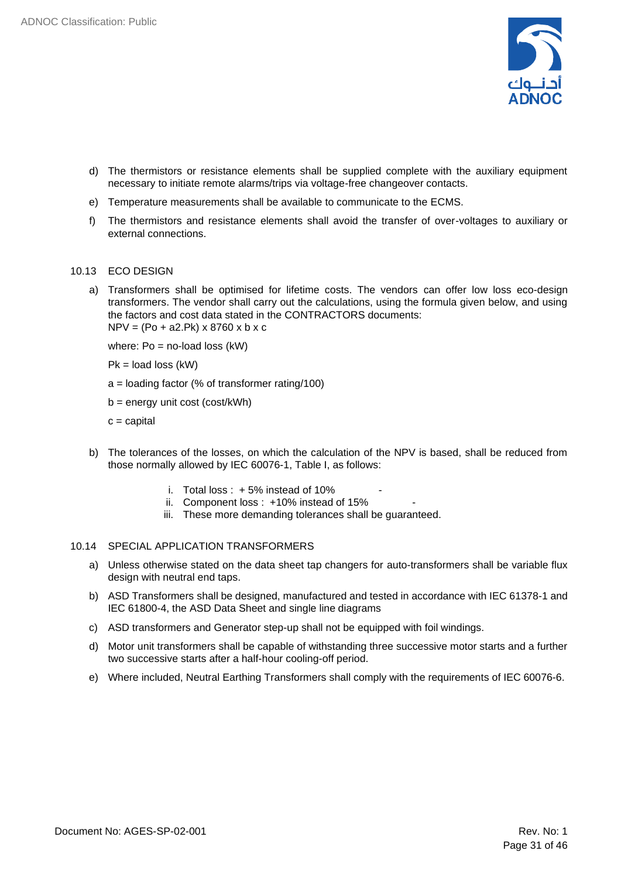d) The thermistors or resistance elements shall be supplied complete with the auxiliary equipment necessary to initiate remote alarms/trips via voltage-free changeover contacts.

e) Temperature measurements shall be available to communicate to the ECMS.

f) The thermistors and resistance elements shall avoid the transfer of over-voltages to auxiliary or external connections.

## 10.13 ECO DESIGN

a) Transformers shall be optimised for lifetime costs. The vendors can offer low loss eco-design transformers. The vendor shall carry out the calculations, using the formula given below, and using the factors and cost data stated in the CONTRACTORS documents:

$NPV = (Po + a2.Pk) \times 8760 \times b \times c$

where: Po = no-load loss (kW)

Pk = load loss (kW)

a = loading factor (% of transformer rating/100)

b = energy unit cost (cost/kWh)

c = capital

b) The tolerances of the losses, on which the calculation of the NPV is based, shall be reduced from those normally allowed by IEC 60076-1, Table I, as follows:

i. Total loss : + 5% instead of 10% -
ii. Component loss : +10% instead of 15% -
iii. These more demanding tolerances shall be guaranteed.

## 10.14 SPECIAL APPLICATION TRANSFORMERS

a) Unless otherwise stated on the data sheet tap changers for auto-transformers shall be variable flux design with neutral end taps.

b) ASD Transformers shall be designed, manufactured and tested in accordance with IEC 61378-1 and IEC 61800-4, the ASD Data Sheet and single line diagrams

c) ASD transformers and Generator step-up shall not be equipped with foil windings.

d) Motor unit transformers shall be capable of withstanding three successive motor starts and a further two successive starts after a half-hour cooling-off period.

e) Where included, Neutral Earthing Transformers shall comply with the requirements of IEC 60076-6.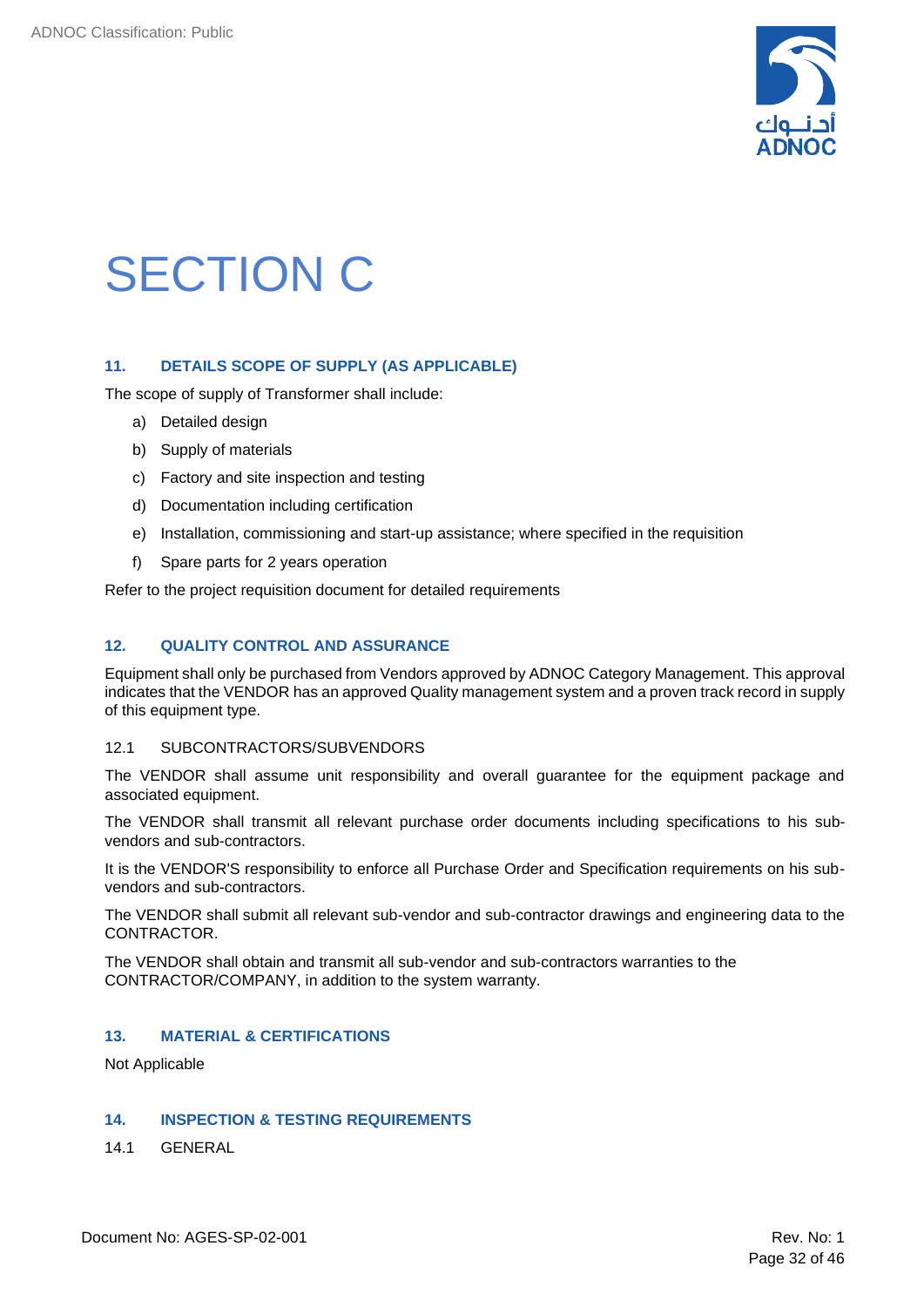# SECTION C

## 11. DETAILS SCOPE OF SUPPLY (AS APPLICABLE)

The scope of supply of Transformer shall include:

a) Detailed design
b) Supply of materials
c) Factory and site inspection and testing
d) Documentation including certification
e) Installation, commissioning and start-up assistance; where specified in the requisition
f) Spare parts for 2 years operation

Refer to the project requisition document for detailed requirements

## 12. QUALITY CONTROL AND ASSURANCE

Equipment shall only be purchased from Vendors approved by ADNOC Category Management. This approval indicates that the VENDOR has an approved Quality management system and a proven track record in supply of this equipment type.

### 12.1 SUBCONTRACTORS/SUBVENDORS

The VENDOR shall assume unit responsibility and overall guarantee for the equipment package and associated equipment.

The VENDOR shall transmit all relevant purchase order documents including specifications to his sub-vendors and sub-contractors.

It is the VENDOR'S responsibility to enforce all Purchase Order and Specification requirements on his sub-vendors and sub-contractors.

The VENDOR shall submit all relevant sub-vendor and sub-contractor drawings and engineering data to the CONTRACTOR.

The VENDOR shall obtain and transmit all sub-vendor and sub-contractors warranties to the CONTRACTOR/COMPANY, in addition to the system warranty.

## 13. MATERIAL & CERTIFICATIONS

Not Applicable

## 14. INSPECTION & TESTING REQUIREMENTS

### 14.1 GENERAL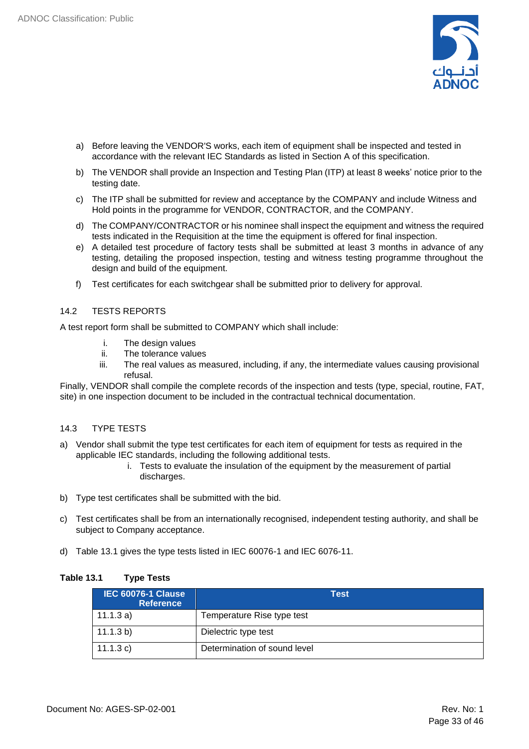a) Before leaving the VENDOR'S works, each item of equipment shall be inspected and tested in accordance with the relevant IEC Standards as listed in Section A of this specification.

b) The VENDOR shall provide an Inspection and Testing Plan (ITP) at least 8 weeks' notice prior to the testing date.

c) The ITP shall be submitted for review and acceptance by the COMPANY and include Witness and Hold points in the programme for VENDOR, CONTRACTOR, and the COMPANY.

d) The COMPANY/CONTRACTOR or his nominee shall inspect the equipment and witness the required tests indicated in the Requisition at the time the equipment is offered for final inspection.

e) A detailed test procedure of factory tests shall be submitted at least 3 months in advance of any testing, detailing the proposed inspection, testing and witness testing programme throughout the design and build of the equipment.

f) Test certificates for each switchgear shall be submitted prior to delivery for approval.

## 14.2 TESTS REPORTS

A test report form shall be submitted to COMPANY which shall include:

i. The design values
ii. The tolerance values
iii. The real values as measured, including, if any, the intermediate values causing provisional refusal.

Finally, VENDOR shall compile the complete records of the inspection and tests (type, special, routine, FAT, site) in one inspection document to be included in the contractual technical documentation.

## 14.3 TYPE TESTS

a) Vendor shall submit the type test certificates for each item of equipment for tests as required in the applicable IEC standards, including the following additional tests.
   i. Tests to evaluate the insulation of the equipment by the measurement of partial discharges.

b) Type test certificates shall be submitted with the bid.

c) Test certificates shall be from an internationally recognised, independent testing authority, and shall be subject to Company acceptance.

d) Table 13.1 gives the type tests listed in IEC 60076-1 and IEC 6076-11.

**Table 13.1 Type Tests**

| IEC 60076-1 Clause Reference | Test |
|---|---|
| 11.1.3 a) | Temperature Rise type test |
| 11.1.3 b) | Dielectric type test |
| 11.1.3 c) | Determination of sound level |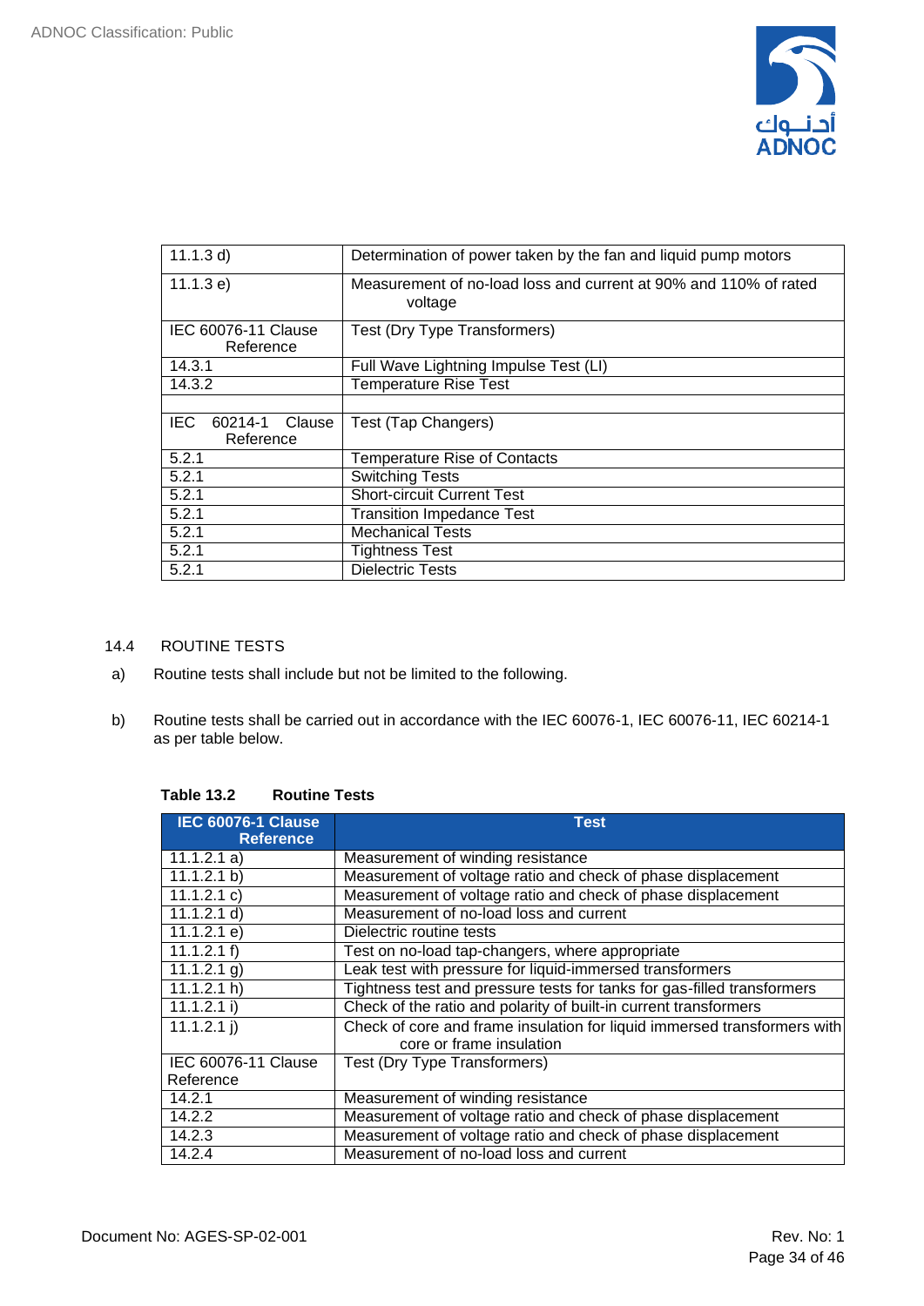| | |
|---|---|
| 11.1.3 d) | Determination of power taken by the fan and liquid pump motors |
| 11.1.3 e) | Measurement of no-load loss and current at 90% and 110% of rated voltage |
| IEC 60076-11 Clause Reference | Test (Dry Type Transformers) |
| 14.3.1 | Full Wave Lightning Impulse Test (LI) |
| 14.3.2 | Temperature Rise Test |
| | |
| IEC 60214-1 Clause Reference | Test (Tap Changers) |
| 5.2.1 | Temperature Rise of Contacts |
| 5.2.1 | Switching Tests |
| 5.2.1 | Short-circuit Current Test |
| 5.2.1 | Transition Impedance Test |
| 5.2.1 | Mechanical Tests |
| 5.2.1 | Tightness Test |
| 5.2.1 | Dielectric Tests |

## 14.4 ROUTINE TESTS

a) Routine tests shall include but not be limited to the following.

b) Routine tests shall be carried out in accordance with the IEC 60076-1, IEC 60076-11, IEC 60214-1 as per table below.

**Table 13.2 Routine Tests**

| IEC 60076-1 Clause Reference | Test |
|---|---|
| 11.1.2.1 a) | Measurement of winding resistance |
| 11.1.2.1 b) | Measurement of voltage ratio and check of phase displacement |
| 11.1.2.1 c) | Measurement of voltage ratio and check of phase displacement |
| 11.1.2.1 d) | Measurement of no-load loss and current |
| 11.1.2.1 e) | Dielectric routine tests |
| 11.1.2.1 f) | Test on no-load tap-changers, where appropriate |
| 11.1.2.1 g) | Leak test with pressure for liquid-immersed transformers |
| 11.1.2.1 h) | Tightness test and pressure tests for tanks for gas-filled transformers |
| 11.1.2.1 i) | Check of the ratio and polarity of built-in current transformers |
| 11.1.2.1 j) | Check of core and frame insulation for liquid immersed transformers with core or frame insulation |
| IEC 60076-11 Clause Reference | Test (Dry Type Transformers) |
| 14.2.1 | Measurement of winding resistance |
| 14.2.2 | Measurement of voltage ratio and check of phase displacement |
| 14.2.3 | Measurement of voltage ratio and check of phase displacement |
| 14.2.4 | Measurement of no-load loss and current |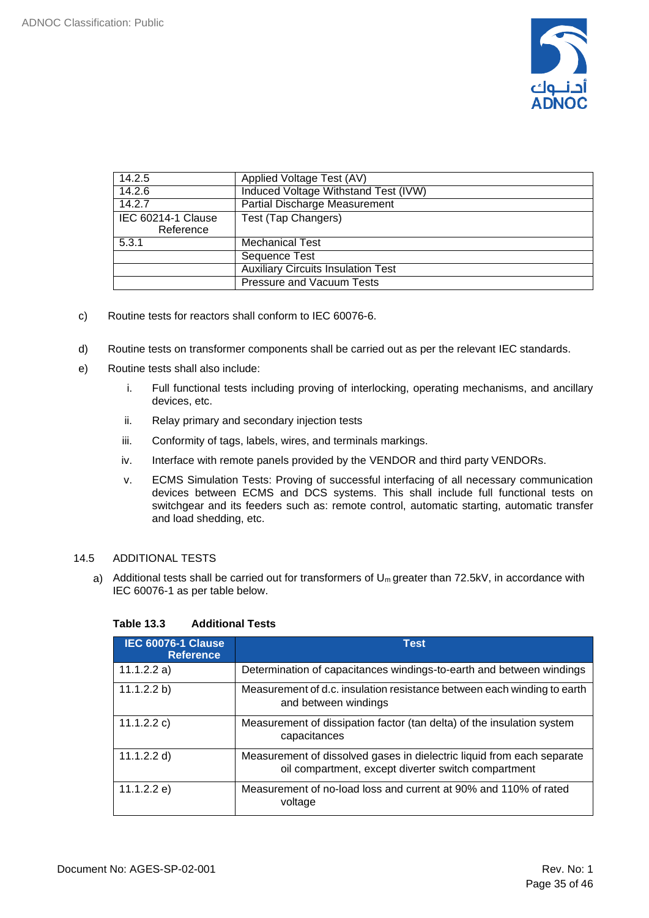| | |
|---|---|
| 14.2.5 | Applied Voltage Test (AV) |
| 14.2.6 | Induced Voltage Withstand Test (IVW) |
| 14.2.7 | Partial Discharge Measurement |
| IEC 60214-1 Clause Reference | Test (Tap Changers) |
| 5.3.1 | Mechanical Test |
| | Sequence Test |
| | Auxiliary Circuits Insulation Test |
| | Pressure and Vacuum Tests |

c) Routine tests for reactors shall conform to IEC 60076-6.

d) Routine tests on transformer components shall be carried out as per the relevant IEC standards.

e) Routine tests shall also include:

   i. Full functional tests including proving of interlocking, operating mechanisms, and ancillary devices, etc.

   ii. Relay primary and secondary injection tests

   iii. Conformity of tags, labels, wires, and terminals markings.

   iv. Interface with remote panels provided by the VENDOR and third party VENDORs.

   v. ECMS Simulation Tests: Proving of successful interfacing of all necessary communication devices between ECMS and DCS systems. This shall include full functional tests on switchgear and its feeders such as: remote control, automatic starting, automatic transfer and load shedding, etc.

## 14.5 ADDITIONAL TESTS

a) Additional tests shall be carried out for transformers of $U_m$ greater than 72.5kV, in accordance with IEC 60076-1 as per table below.

**Table 13.3 Additional Tests**

| IEC 60076-1 Clause Reference | Test |
|---|---|
| 11.1.2.2 a) | Determination of capacitances windings-to-earth and between windings |
| 11.1.2.2 b) | Measurement of d.c. insulation resistance between each winding to earth and between windings |
| 11.1.2.2 c) | Measurement of dissipation factor (tan delta) of the insulation system capacitances |
| 11.1.2.2 d) | Measurement of dissolved gases in dielectric liquid from each separate oil compartment, except diverter switch compartment |
| 11.1.2.2 e) | Measurement of no-load loss and current at 90% and 110% of rated voltage |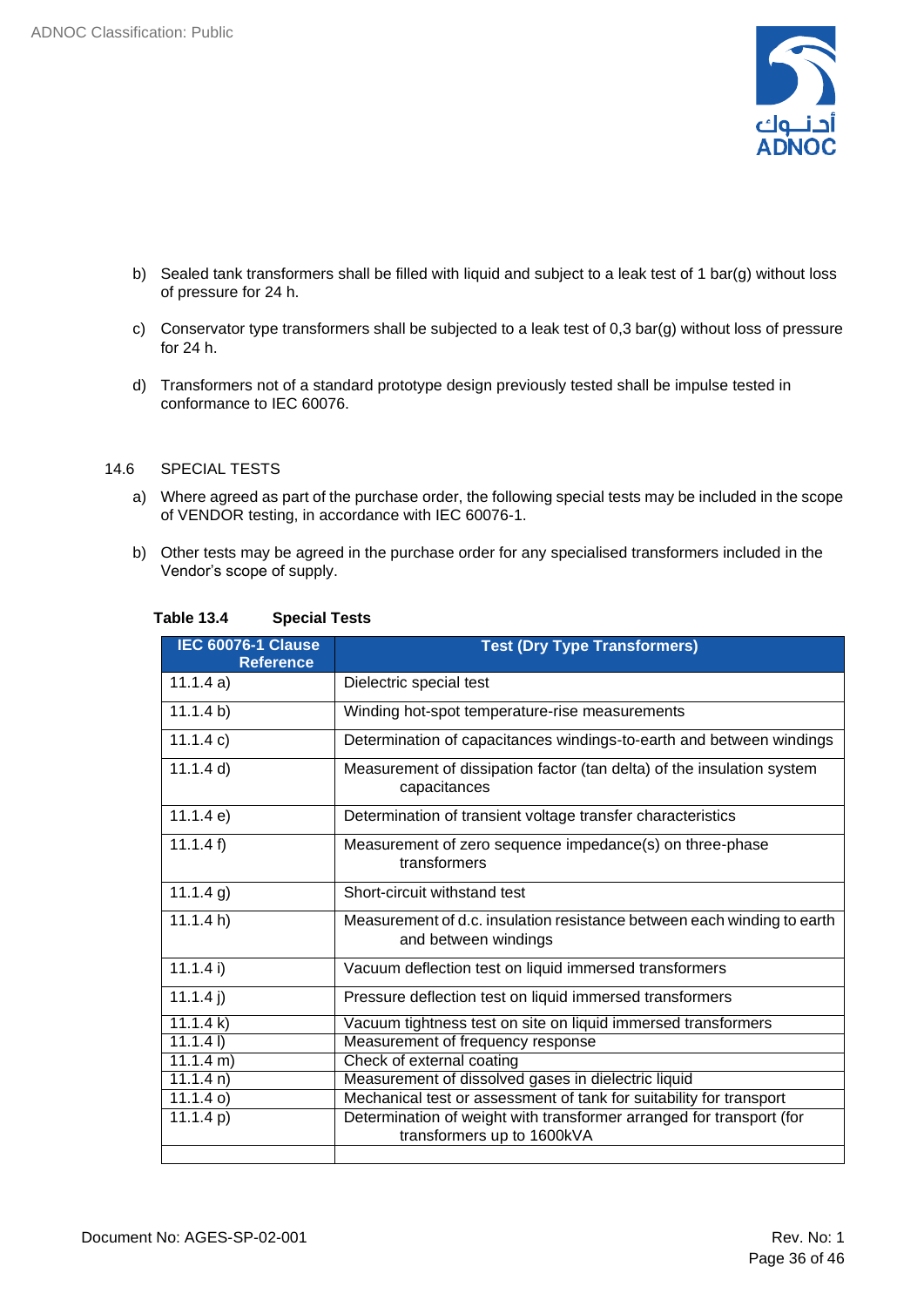b) Sealed tank transformers shall be filled with liquid and subject to a leak test of 1 bar(g) without loss of pressure for 24 h.

c) Conservator type transformers shall be subjected to a leak test of 0,3 bar(g) without loss of pressure for 24 h.

d) Transformers not of a standard prototype design previously tested shall be impulse tested in conformance to IEC 60076.

## 14.6 SPECIAL TESTS

a) Where agreed as part of the purchase order, the following special tests may be included in the scope of VENDOR testing, in accordance with IEC 60076-1.

b) Other tests may be agreed in the purchase order for any specialised transformers included in the Vendor's scope of supply.

**Table 13.4 Special Tests**

| IEC 60076-1 Clause Reference | Test (Dry Type Transformers) |
|---|---|
| 11.1.4 a) | Dielectric special test |
| 11.1.4 b) | Winding hot-spot temperature-rise measurements |
| 11.1.4 c) | Determination of capacitances windings-to-earth and between windings |
| 11.1.4 d) | Measurement of dissipation factor (tan delta) of the insulation system capacitances |
| 11.1.4 e) | Determination of transient voltage transfer characteristics |
| 11.1.4 f) | Measurement of zero sequence impedance(s) on three-phase transformers |
| 11.1.4 g) | Short-circuit withstand test |
| 11.1.4 h) | Measurement of d.c. insulation resistance between each winding to earth and between windings |
| 11.1.4 i) | Vacuum deflection test on liquid immersed transformers |
| 11.1.4 j) | Pressure deflection test on liquid immersed transformers |
| 11.1.4 k) | Vacuum tightness test on site on liquid immersed transformers |
| 11.1.4 l) | Measurement of frequency response |
| 11.1.4 m) | Check of external coating |
| 11.1.4 n) | Measurement of dissolved gases in dielectric liquid |
| 11.1.4 o) | Mechanical test or assessment of tank for suitability for transport |
| 11.1.4 p) | Determination of weight with transformer arranged for transport (for transformers up to 1600kVA |
| | |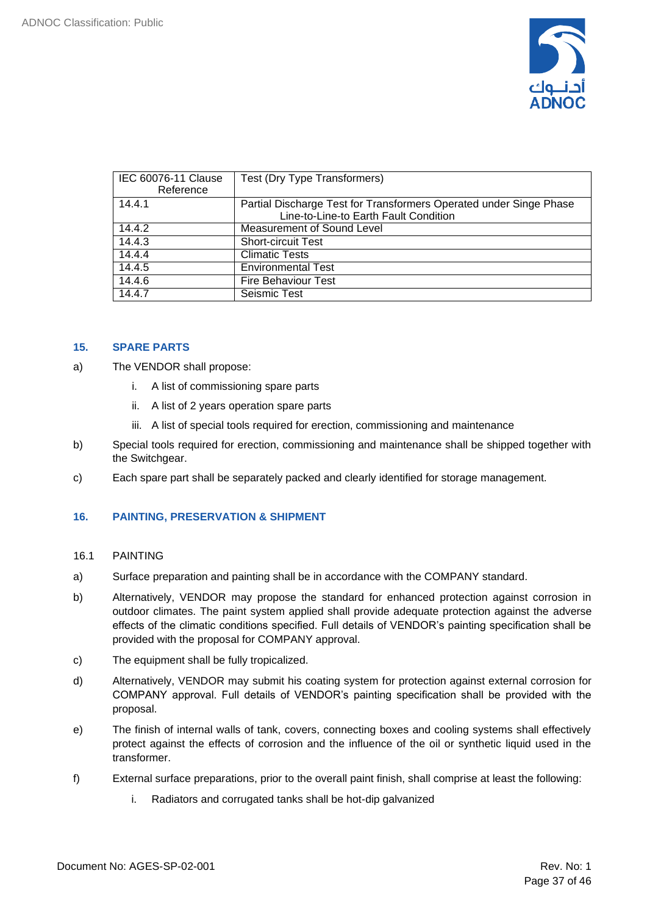| IEC 60076-11 Clause Reference | Test (Dry Type Transformers) |
| --- | --- |
| 14.4.1 | Partial Discharge Test for Transformers Operated under Singe Phase Line-to-Line-to Earth Fault Condition |
| 14.4.2 | Measurement of Sound Level |
| 14.4.3 | Short-circuit Test |
| 14.4.4 | Climatic Tests |
| 14.4.5 | Environmental Test |
| 14.4.6 | Fire Behaviour Test |
| 14.4.7 | Seismic Test |

## 15. SPARE PARTS

a) The VENDOR shall propose:

   i. A list of commissioning spare parts

   ii. A list of 2 years operation spare parts

   iii. A list of special tools required for erection, commissioning and maintenance

b) Special tools required for erection, commissioning and maintenance shall be shipped together with the Switchgear.

c) Each spare part shall be separately packed and clearly identified for storage management.

## 16. PAINTING, PRESERVATION & SHIPMENT

### 16.1 PAINTING

a) Surface preparation and painting shall be in accordance with the COMPANY standard.

b) Alternatively, VENDOR may propose the standard for enhanced protection against corrosion in outdoor climates. The paint system applied shall provide adequate protection against the adverse effects of the climatic conditions specified. Full details of VENDOR's painting specification shall be provided with the proposal for COMPANY approval.

c) The equipment shall be fully tropicalized.

d) Alternatively, VENDOR may submit his coating system for protection against external corrosion for COMPANY approval. Full details of VENDOR's painting specification shall be provided with the proposal.

e) The finish of internal walls of tank, covers, connecting boxes and cooling systems shall effectively protect against the effects of corrosion and the influence of the oil or synthetic liquid used in the transformer.

f) External surface preparations, prior to the overall paint finish, shall comprise at least the following:

   i. Radiators and corrugated tanks shall be hot-dip galvanized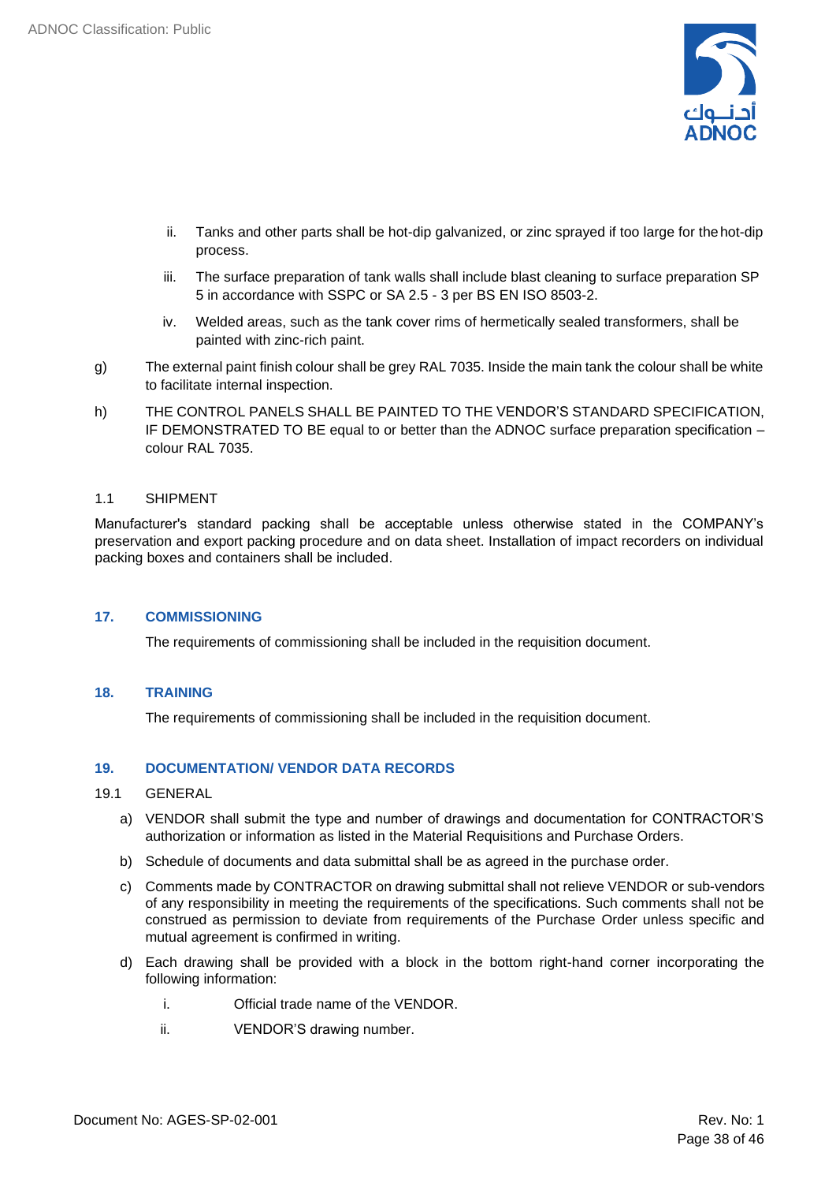ii. Tanks and other parts shall be hot-dip galvanized, or zinc sprayed if too large for the hot-dip process.

iii. The surface preparation of tank walls shall include blast cleaning to surface preparation SP 5 in accordance with SSPC or SA 2.5 - 3 per BS EN ISO 8503-2.

iv. Welded areas, such as the tank cover rims of hermetically sealed transformers, shall be painted with zinc-rich paint.

g) The external paint finish colour shall be grey RAL 7035. Inside the main tank the colour shall be white to facilitate internal inspection.

h) THE CONTROL PANELS SHALL BE PAINTED TO THE VENDOR'S STANDARD SPECIFICATION, IF DEMONSTRATED TO BE equal to or better than the ADNOC surface preparation specification – colour RAL 7035.

### 1.1 SHIPMENT

Manufacturer's standard packing shall be acceptable unless otherwise stated in the COMPANY's preservation and export packing procedure and on data sheet. Installation of impact recorders on individual packing boxes and containers shall be included.

## 17. COMMISSIONING

The requirements of commissioning shall be included in the requisition document.

## 18. TRAINING

The requirements of commissioning shall be included in the requisition document.

## 19. DOCUMENTATION/ VENDOR DATA RECORDS

### 19.1 GENERAL

a) VENDOR shall submit the type and number of drawings and documentation for CONTRACTOR'S authorization or information as listed in the Material Requisitions and Purchase Orders.

b) Schedule of documents and data submittal shall be as agreed in the purchase order.

c) Comments made by CONTRACTOR on drawing submittal shall not relieve VENDOR or sub-vendors of any responsibility in meeting the requirements of the specifications. Such comments shall not be construed as permission to deviate from requirements of the Purchase Order unless specific and mutual agreement is confirmed in writing.

d) Each drawing shall be provided with a block in the bottom right-hand corner incorporating the following information:

i. Official trade name of the VENDOR.

ii. VENDOR'S drawing number.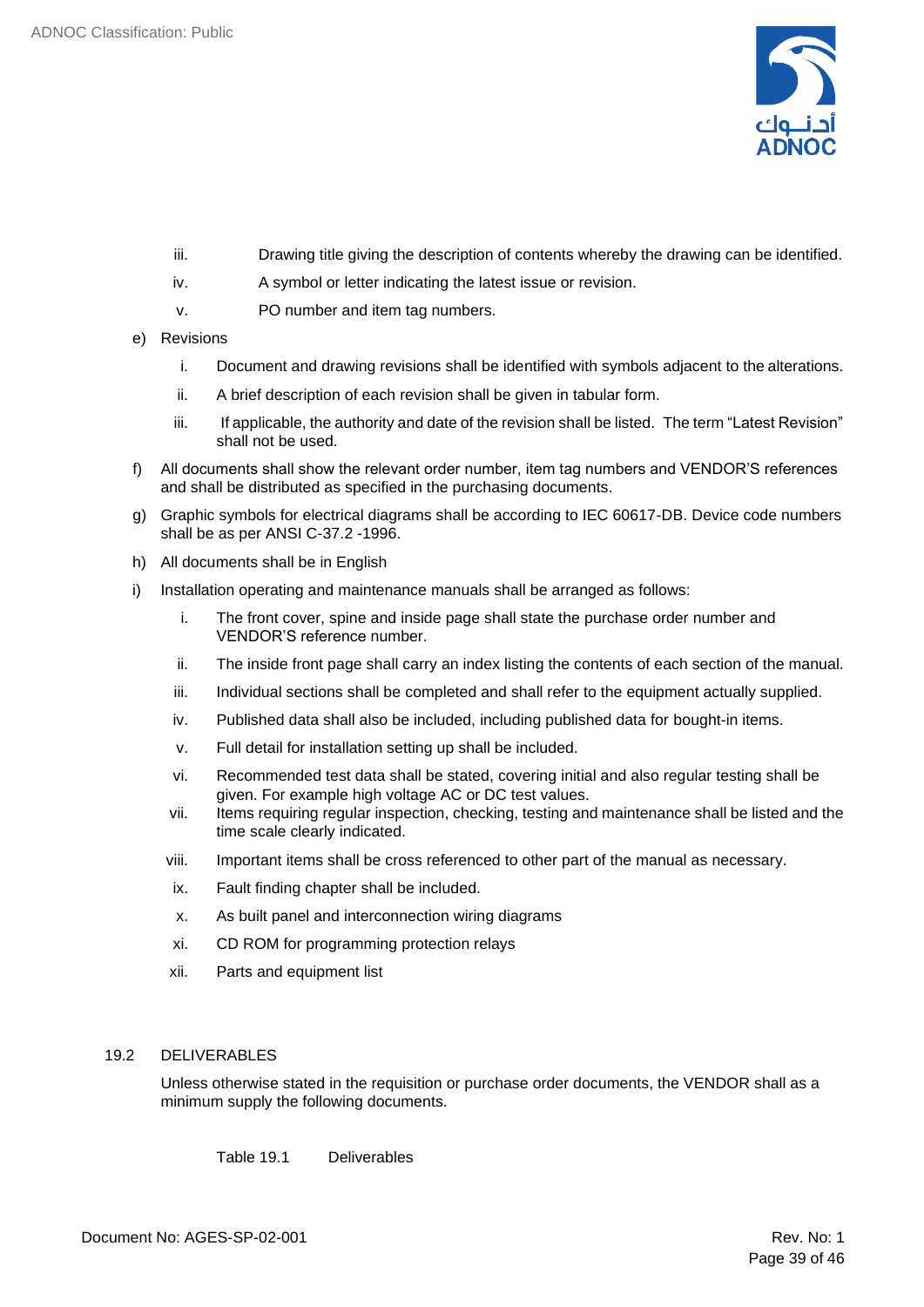iii. Drawing title giving the description of contents whereby the drawing can be identified.

iv. A symbol or letter indicating the latest issue or revision.

v. PO number and item tag numbers.

e) Revisions

i. Document and drawing revisions shall be identified with symbols adjacent to the alterations.

ii. A brief description of each revision shall be given in tabular form.

iii. If applicable, the authority and date of the revision shall be listed. The term "Latest Revision" shall not be used.

f) All documents shall show the relevant order number, item tag numbers and VENDOR'S references and shall be distributed as specified in the purchasing documents.

g) Graphic symbols for electrical diagrams shall be according to IEC 60617-DB. Device code numbers shall be as per ANSI C-37.2 -1996.

h) All documents shall be in English

i) Installation operating and maintenance manuals shall be arranged as follows:

i. The front cover, spine and inside page shall state the purchase order number and VENDOR'S reference number.

ii. The inside front page shall carry an index listing the contents of each section of the manual.

iii. Individual sections shall be completed and shall refer to the equipment actually supplied.

iv. Published data shall also be included, including published data for bought-in items.

v. Full detail for installation setting up shall be included.

vi. Recommended test data shall be stated, covering initial and also regular testing shall be given. For example high voltage AC or DC test values.

vii. Items requiring regular inspection, checking, testing and maintenance shall be listed and the time scale clearly indicated.

viii. Important items shall be cross referenced to other part of the manual as necessary.

ix. Fault finding chapter shall be included.

x. As built panel and interconnection wiring diagrams

xi. CD ROM for programming protection relays

xii. Parts and equipment list

## 19.2 DELIVERABLES

Unless otherwise stated in the requisition or purchase order documents, the VENDOR shall as a minimum supply the following documents.

Table 19.1 Deliverables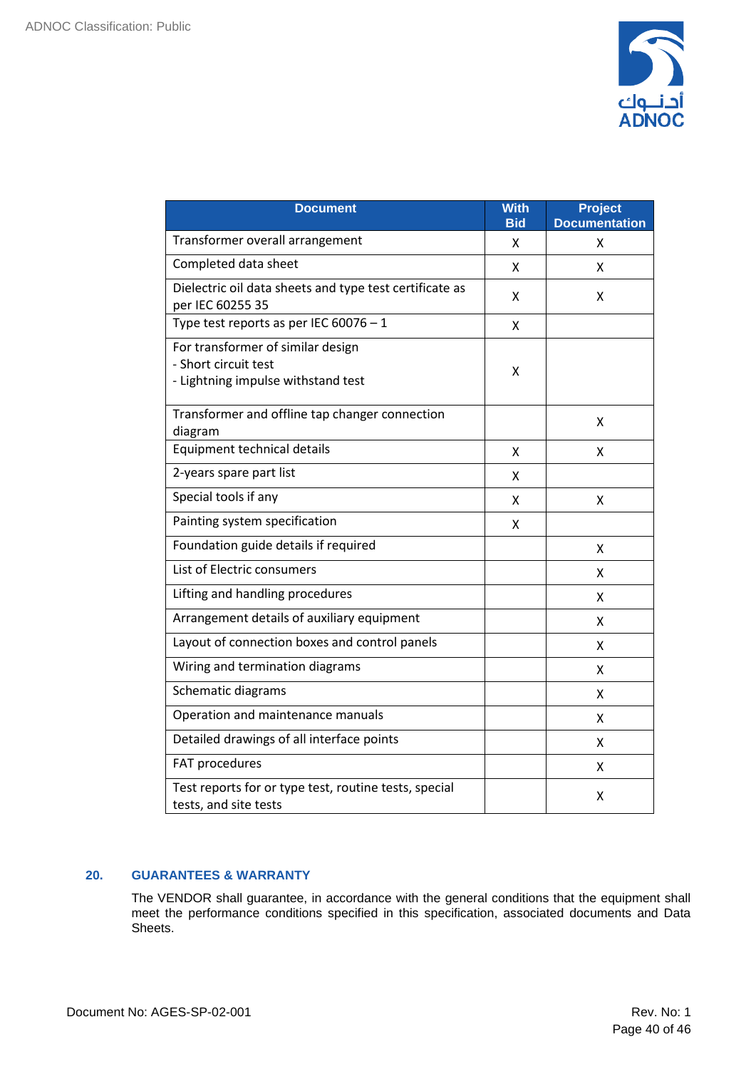| Document | With Bid | Project Documentation |
|---|---|---|
| Transformer overall arrangement | X | X |
| Completed data sheet | X | X |
| Dielectric oil data sheets and type test certificate as per IEC 60255 35 | X | X |
| Type test reports as per IEC 60076 – 1 | X | |
| For transformer of similar design<br>- Short circuit test<br>- Lightning impulse withstand test | X | |
| Transformer and offline tap changer connection diagram | | X |
| Equipment technical details | X | X |
| 2-years spare part list | X | |
| Special tools if any | X | X |
| Painting system specification | X | |
| Foundation guide details if required | | X |
| List of Electric consumers | | X |
| Lifting and handling procedures | | X |
| Arrangement details of auxiliary equipment | | X |
| Layout of connection boxes and control panels | | X |
| Wiring and termination diagrams | | X |
| Schematic diagrams | | X |
| Operation and maintenance manuals | | X |
| Detailed drawings of all interface points | | X |
| FAT procedures | | X |
| Test reports for or type test, routine tests, special tests, and site tests | | X |

## 20. GUARANTEES & WARRANTY

The VENDOR shall guarantee, in accordance with the general conditions that the equipment shall meet the performance conditions specified in this specification, associated documents and Data Sheets.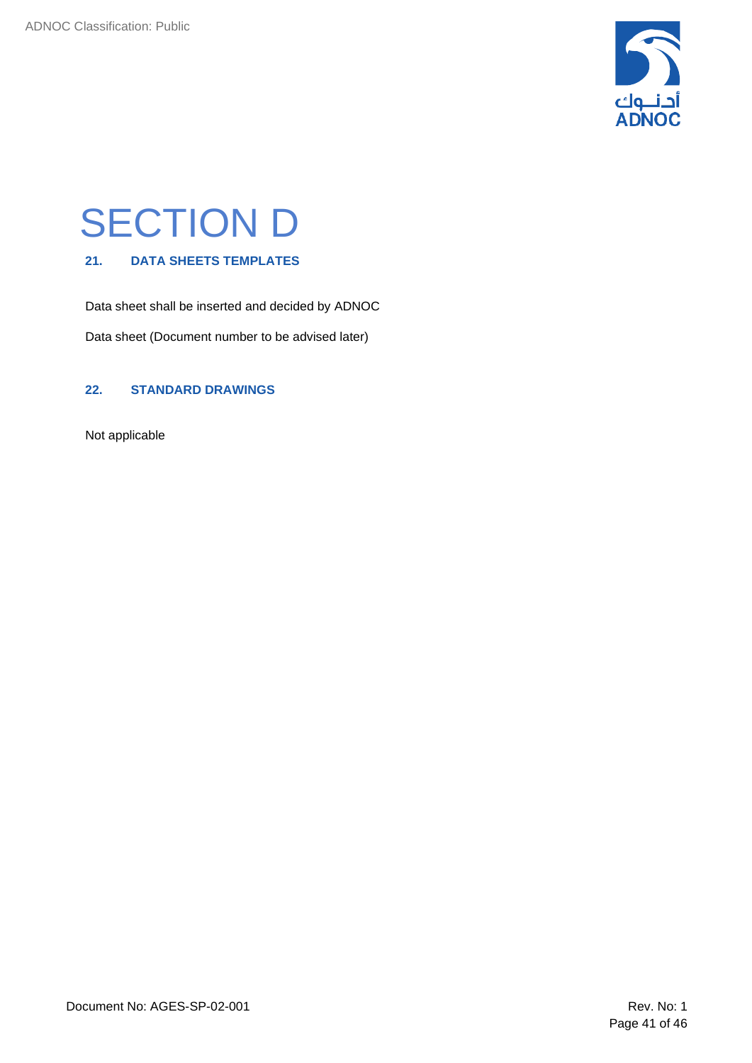# SECTION D

## 21. DATA SHEETS TEMPLATES

Data sheet shall be inserted and decided by ADNOC

Data sheet (Document number to be advised later)

## 22. STANDARD DRAWINGS

Not applicable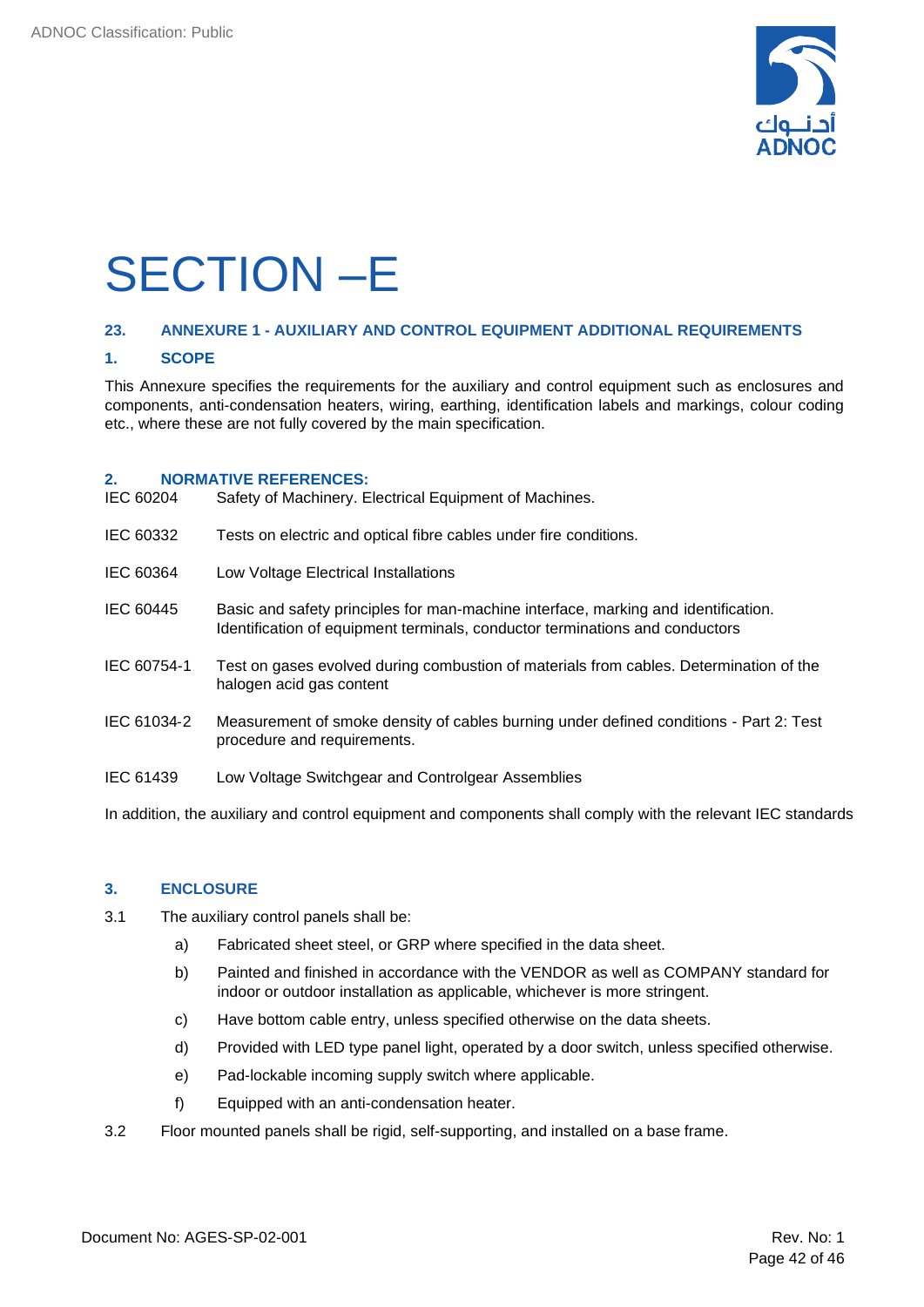# SECTION –E

## 23. ANNEXURE 1 - AUXILIARY AND CONTROL EQUIPMENT ADDITIONAL REQUIREMENTS

### 1. SCOPE

This Annexure specifies the requirements for the auxiliary and control equipment such as enclosures and components, anti-condensation heaters, wiring, earthing, identification labels and markings, colour coding etc., where these are not fully covered by the main specification.

### 2. NORMATIVE REFERENCES:

| | |
|---|---|
| IEC 60204 | Safety of Machinery. Electrical Equipment of Machines. |
| IEC 60332 | Tests on electric and optical fibre cables under fire conditions. |
| IEC 60364 | Low Voltage Electrical Installations |
| IEC 60445 | Basic and safety principles for man-machine interface, marking and identification. Identification of equipment terminals, conductor terminations and conductors |
| IEC 60754-1 | Test on gases evolved during combustion of materials from cables. Determination of the halogen acid gas content |
| IEC 61034-2 | Measurement of smoke density of cables burning under defined conditions - Part 2: Test procedure and requirements. |
| IEC 61439 | Low Voltage Switchgear and Controlgear Assemblies |

In addition, the auxiliary and control equipment and components shall comply with the relevant IEC standards

### 3. ENCLOSURE

3.1 The auxiliary control panels shall be:

a) Fabricated sheet steel, or GRP where specified in the data sheet.

b) Painted and finished in accordance with the VENDOR as well as COMPANY standard for indoor or outdoor installation as applicable, whichever is more stringent.

c) Have bottom cable entry, unless specified otherwise on the data sheets.

d) Provided with LED type panel light, operated by a door switch, unless specified otherwise.

e) Pad-lockable incoming supply switch where applicable.

f) Equipped with an anti-condensation heater.

3.2 Floor mounted panels shall be rigid, self-supporting, and installed on a base frame.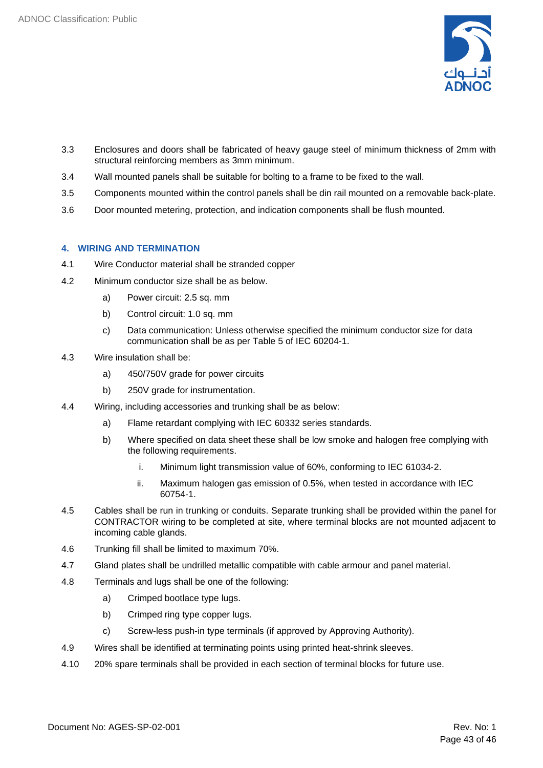3.3 Enclosures and doors shall be fabricated of heavy gauge steel of minimum thickness of 2mm with structural reinforcing members as 3mm minimum.

3.4 Wall mounted panels shall be suitable for bolting to a frame to be fixed to the wall.

3.5 Components mounted within the control panels shall be din rail mounted on a removable back-plate.

3.6 Door mounted metering, protection, and indication components shall be flush mounted.

## 4. WIRING AND TERMINATION

4.1 Wire Conductor material shall be stranded copper

4.2 Minimum conductor size shall be as below.

- a) Power circuit: 2.5 sq. mm
- b) Control circuit: 1.0 sq. mm
- c) Data communication: Unless otherwise specified the minimum conductor size for data communication shall be as per Table 5 of IEC 60204-1.

4.3 Wire insulation shall be:

- a) 450/750V grade for power circuits
- b) 250V grade for instrumentation.

4.4 Wiring, including accessories and trunking shall be as below:

- a) Flame retardant complying with IEC 60332 series standards.
- b) Where specified on data sheet these shall be low smoke and halogen free complying with the following requirements.
  - i. Minimum light transmission value of 60%, conforming to IEC 61034-2.
  - ii. Maximum halogen gas emission of 0.5%, when tested in accordance with IEC 60754-1.

4.5 Cables shall be run in trunking or conduits. Separate trunking shall be provided within the panel for CONTRACTOR wiring to be completed at site, where terminal blocks are not mounted adjacent to incoming cable glands.

4.6 Trunking fill shall be limited to maximum 70%.

4.7 Gland plates shall be undrilled metallic compatible with cable armour and panel material.

4.8 Terminals and lugs shall be one of the following:

- a) Crimped bootlace type lugs.
- b) Crimped ring type copper lugs.
- c) Screw-less push-in type terminals (if approved by Approving Authority).

4.9 Wires shall be identified at terminating points using printed heat-shrink sleeves.

4.10 20% spare terminals shall be provided in each section of terminal blocks for future use.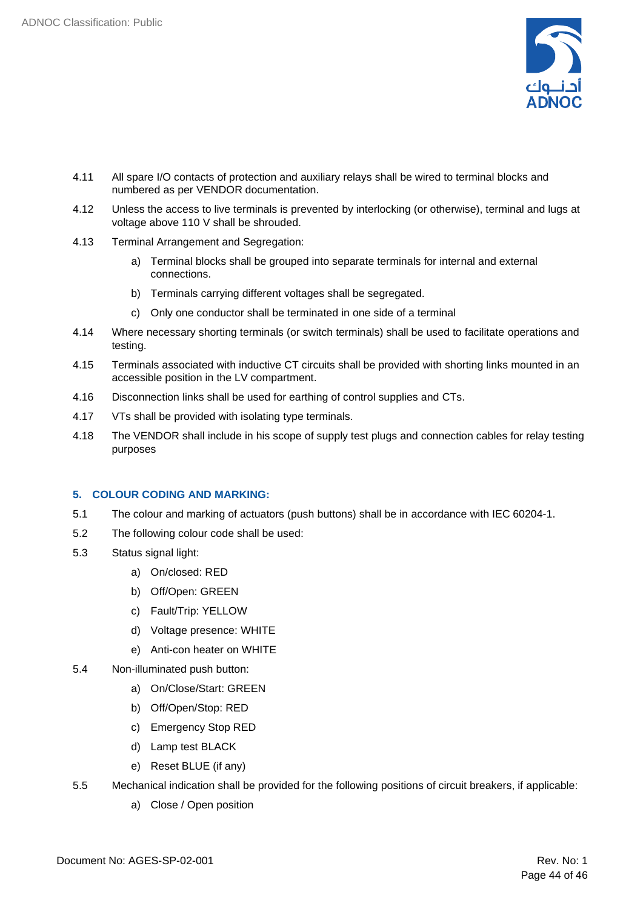4.11 All spare I/O contacts of protection and auxiliary relays shall be wired to terminal blocks and numbered as per VENDOR documentation.

4.12 Unless the access to live terminals is prevented by interlocking (or otherwise), terminal and lugs at voltage above 110 V shall be shrouded.

4.13 Terminal Arrangement and Segregation:

   a) Terminal blocks shall be grouped into separate terminals for internal and external connections.

   b) Terminals carrying different voltages shall be segregated.

   c) Only one conductor shall be terminated in one side of a terminal

4.14 Where necessary shorting terminals (or switch terminals) shall be used to facilitate operations and testing.

4.15 Terminals associated with inductive CT circuits shall be provided with shorting links mounted in an accessible position in the LV compartment.

4.16 Disconnection links shall be used for earthing of control supplies and CTs.

4.17 VTs shall be provided with isolating type terminals.

4.18 The VENDOR shall include in his scope of supply test plugs and connection cables for relay testing purposes

## 5. COLOUR CODING AND MARKING:

5.1 The colour and marking of actuators (push buttons) shall be in accordance with IEC 60204-1.

5.2 The following colour code shall be used:

5.3 Status signal light:

   a) On/closed: RED

   b) Off/Open: GREEN

   c) Fault/Trip: YELLOW

   d) Voltage presence: WHITE

   e) Anti-con heater on WHITE

5.4 Non-illuminated push button:

   a) On/Close/Start: GREEN

   b) Off/Open/Stop: RED

   c) Emergency Stop RED

   d) Lamp test BLACK

   e) Reset BLUE (if any)

5.5 Mechanical indication shall be provided for the following positions of circuit breakers, if applicable:

   a) Close / Open position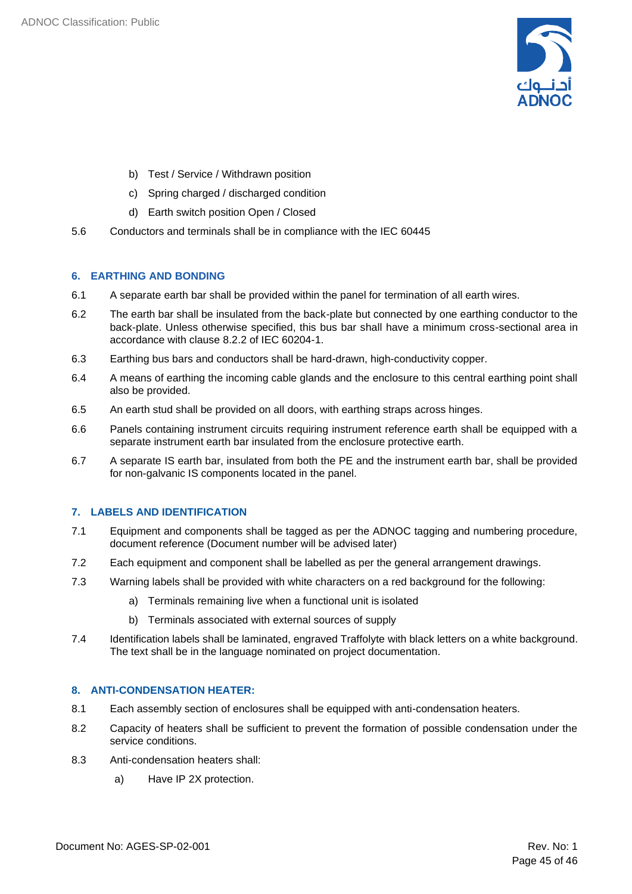b) Test / Service / Withdrawn position

c) Spring charged / discharged condition

d) Earth switch position Open / Closed

5.6 Conductors and terminals shall be in compliance with the IEC 60445

## 6. EARTHING AND BONDING

6.1 A separate earth bar shall be provided within the panel for termination of all earth wires.

6.2 The earth bar shall be insulated from the back-plate but connected by one earthing conductor to the back-plate. Unless otherwise specified, this bus bar shall have a minimum cross-sectional area in accordance with clause 8.2.2 of IEC 60204-1.

6.3 Earthing bus bars and conductors shall be hard-drawn, high-conductivity copper.

6.4 A means of earthing the incoming cable glands and the enclosure to this central earthing point shall also be provided.

6.5 An earth stud shall be provided on all doors, with earthing straps across hinges.

6.6 Panels containing instrument circuits requiring instrument reference earth shall be equipped with a separate instrument earth bar insulated from the enclosure protective earth.

6.7 A separate IS earth bar, insulated from both the PE and the instrument earth bar, shall be provided for non-galvanic IS components located in the panel.

## 7. LABELS AND IDENTIFICATION

7.1 Equipment and components shall be tagged as per the ADNOC tagging and numbering procedure, document reference (Document number will be advised later)

7.2 Each equipment and component shall be labelled as per the general arrangement drawings.

7.3 Warning labels shall be provided with white characters on a red background for the following:

a) Terminals remaining live when a functional unit is isolated

b) Terminals associated with external sources of supply

7.4 Identification labels shall be laminated, engraved Traffolyte with black letters on a white background. The text shall be in the language nominated on project documentation.

## 8. ANTI-CONDENSATION HEATER:

8.1 Each assembly section of enclosures shall be equipped with anti-condensation heaters.

8.2 Capacity of heaters shall be sufficient to prevent the formation of possible condensation under the service conditions.

8.3 Anti-condensation heaters shall:

a) Have IP 2X protection.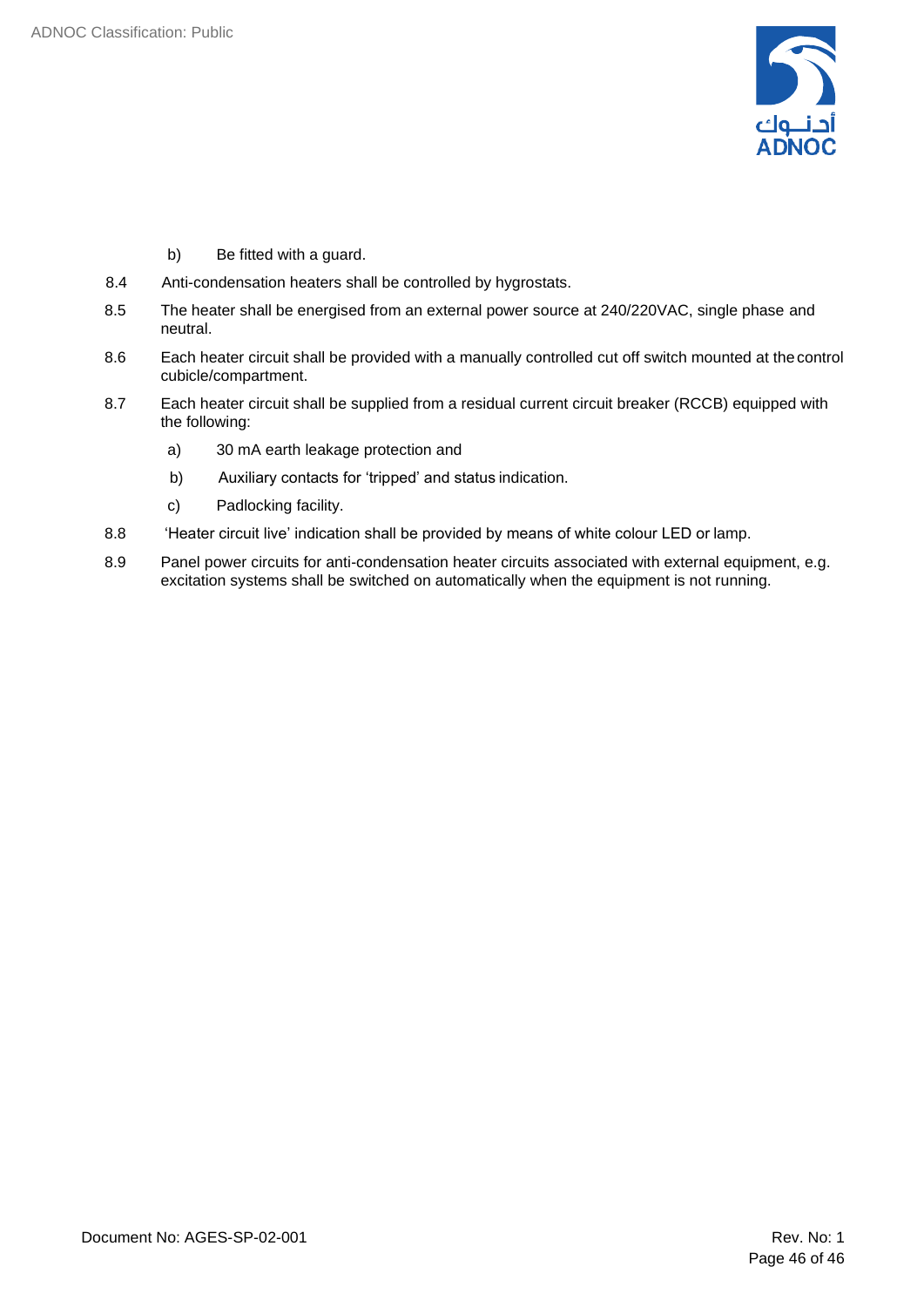b) Be fitted with a guard.

8.4 Anti-condensation heaters shall be controlled by hygrostats.

8.5 The heater shall be energised from an external power source at 240/220VAC, single phase and neutral.

8.6 Each heater circuit shall be provided with a manually controlled cut off switch mounted at the control cubicle/compartment.

8.7 Each heater circuit shall be supplied from a residual current circuit breaker (RCCB) equipped with the following:

  a) 30 mA earth leakage protection and

  b) Auxiliary contacts for 'tripped' and status indication.

  c) Padlocking facility.

8.8 'Heater circuit live' indication shall be provided by means of white colour LED or lamp.

8.9 Panel power circuits for anti-condensation heater circuits associated with external equipment, e.g. excitation systems shall be switched on automatically when the equipment is not running.